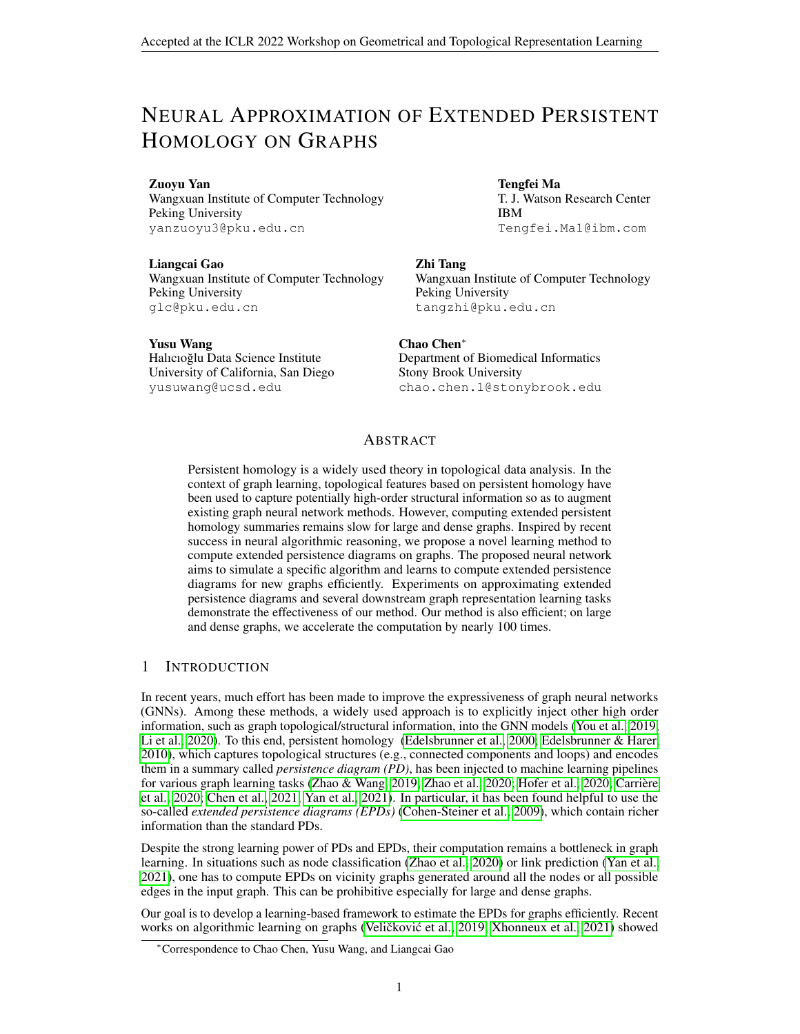# NEURAL APPROXIMATION OF EXTENDED PERSISTENT HOMOLOGY ON GRAPHS

**Zuoyu Yan**
Wangxuan Institute of Computer Technology
Peking University
yanzuoyu3@pku.edu.cn

**Tengfei Ma**
T. J. Watson Research Center
IBM
Tengfei.Ma1@ibm.com

**Liangcai Gao**
Wangxuan Institute of Computer Technology
Peking University
glc@pku.edu.cn

**Zhi Tang**
Wangxuan Institute of Computer Technology
Peking University
tangzhi@pku.edu.cn

**Yusu Wang**
Halıcıoğlu Data Science Institute
University of California, San Diego
yusuwang@ucsd.edu

**Chao Chen***
Department of Biomedical Informatics
Stony Brook University
chao.chen.1@stonybrook.edu

## ABSTRACT

Persistent homology is a widely used theory in topological data analysis. In the context of graph learning, topological features based on persistent homology have been used to capture potentially high-order structural information so as to augment existing graph neural network methods. However, computing extended persistent homology summaries remains slow for large and dense graphs. Inspired by recent success in neural algorithmic reasoning, we propose a novel learning method to compute extended persistence diagrams on graphs. The proposed neural network aims to simulate a specific algorithm and learns to compute extended persistence diagrams for new graphs efficiently. Experiments on approximating extended persistence diagrams and several downstream graph representation learning tasks demonstrate the effectiveness of our method. Our method is also efficient; on large and dense graphs, we accelerate the computation by nearly 100 times.

## 1 INTRODUCTION

In recent years, much effort has been made to improve the expressiveness of graph neural networks (GNNs). Among these methods, a widely used approach is to explicitly inject other high order information, such as graph topological/structural information, into the GNN models (You et al., 2019; Li et al., 2020). To this end, persistent homology (Edelsbrunner et al., 2000; Edelsbrunner & Harer, 2010), which captures topological structures (e.g., connected components and loops) and encodes them in a summary called *persistence diagram (PD)*, has been injected to machine learning pipelines for various graph learning tasks (Zhao & Wang, 2019; Zhao et al., 2020; Hofer et al., 2020; Carrière et al., 2020; Chen et al., 2021; Yan et al., 2021). In particular, it has been found helpful to use the so-called *extended persistence diagrams (EPDs)* (Cohen-Steiner et al., 2009), which contain richer information than the standard PDs.

Despite the strong learning power of PDs and EPDs, their computation remains a bottleneck in graph learning. In situations such as node classification (Zhao et al., 2020) or link prediction (Yan et al., 2021), one has to compute EPDs on vicinity graphs generated around all the nodes or all possible edges in the input graph. This can be prohibitive especially for large and dense graphs.

Our goal is to develop a learning-based framework to estimate the EPDs for graphs efficiently. Recent works on algorithmic learning on graphs (Veličković et al., 2019; Xhonneux et al., 2021) showed

*Correspondence to Chao Chen, Yusu Wang, and Liangcai Gao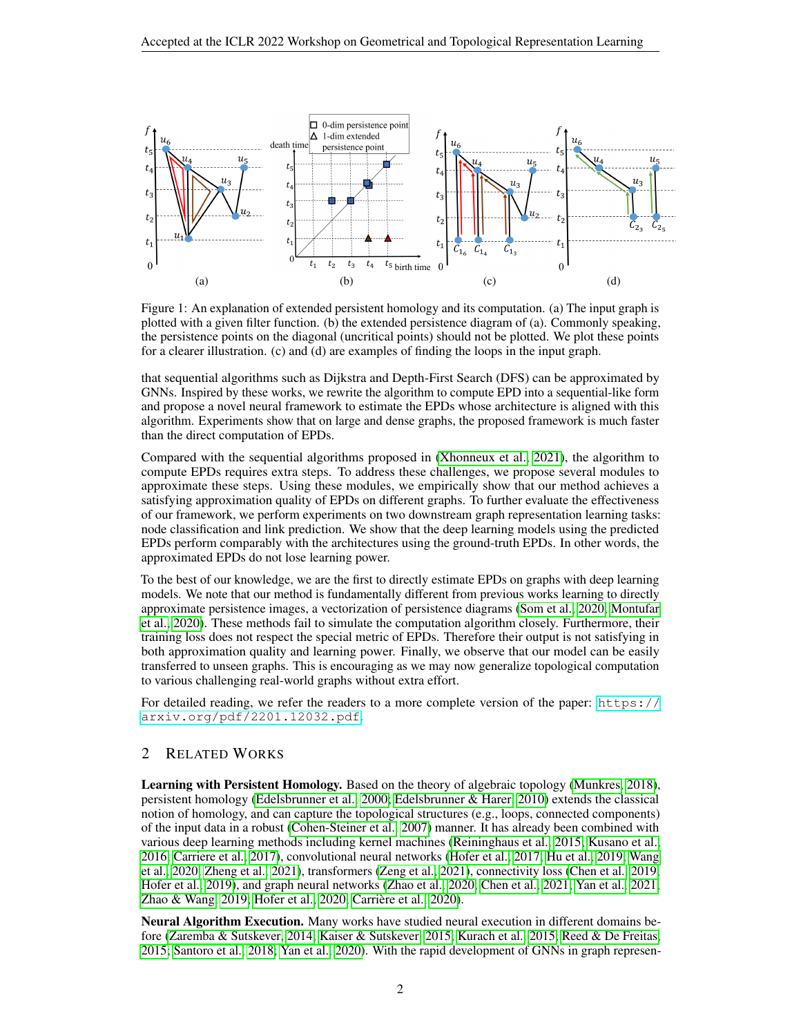Figure 1: An explanation of extended persistent homology and its computation. (a) The input graph is plotted with a given filter function. (b) the extended persistence diagram of (a). Commonly speaking, the persistence points on the diagonal (uncritical points) should not be plotted. We plot these points for a clearer illustration. (c) and (d) are examples of finding the loops in the input graph.

that sequential algorithms such as Dijkstra and Depth-First Search (DFS) can be approximated by GNNs. Inspired by these works, we rewrite the algorithm to compute EPD into a sequential-like form and propose a novel neural framework to estimate the EPDs whose architecture is aligned with this algorithm. Experiments show that on large and dense graphs, the proposed framework is much faster than the direct computation of EPDs.

Compared with the sequential algorithms proposed in (Xhonneux et al., 2021), the algorithm to compute EPDs requires extra steps. To address these challenges, we propose several modules to approximate these steps. Using these modules, we empirically show that our method achieves a satisfying approximation quality of EPDs on different graphs. To further evaluate the effectiveness of our framework, we perform experiments on two downstream graph representation learning tasks: node classification and link prediction. We show that the deep learning models using the predicted EPDs perform comparably with the architectures using the ground-truth EPDs. In other words, the approximated EPDs do not lose learning power.

To the best of our knowledge, we are the first to directly estimate EPDs on graphs with deep learning models. We note that our method is fundamentally different from previous works learning to directly approximate persistence images, a vectorization of persistence diagrams (Som et al., 2020; Montufar et al., 2020). These methods fail to simulate the computation algorithm closely. Furthermore, their training loss does not respect the special metric of EPDs. Therefore their output is not satisfying in both approximation quality and learning power. Finally, we observe that our model can be easily transferred to unseen graphs. This is encouraging as we may now generalize topological computation to various challenging real-world graphs without extra effort.

For detailed reading, we refer the readers to a more complete version of the paper: `https://arxiv.org/pdf/2201.12032.pdf`.

## 2 Related Works

**Learning with Persistent Homology.** Based on the theory of algebraic topology (Munkres, 2018), persistent homology (Edelsbrunner et al., 2000; Edelsbrunner & Harer, 2010) extends the classical notion of homology, and can capture the topological structures (e.g., loops, connected components) of the input data in a robust (Cohen-Steiner et al., 2007) manner. It has already been combined with various deep learning methods including kernel machines (Reininghaus et al., 2015; Kusano et al., 2016; Carriere et al., 2017), convolutional neural networks (Hofer et al., 2017; Hu et al., 2019; Wang et al., 2020; Zheng et al., 2021), transformers (Zeng et al., 2021), connectivity loss (Chen et al., 2019; Hofer et al., 2019), and graph neural networks (Zhao et al., 2020; Chen et al., 2021; Yan et al., 2021; Zhao & Wang, 2019; Hofer et al., 2020; Carrière et al., 2020).

**Neural Algorithm Execution.** Many works have studied neural execution in different domains before (Zaremba & Sutskever, 2014; Kaiser & Sutskever, 2015; Kurach et al., 2015; Reed & De Freitas, 2015; Santoro et al., 2018; Yan et al., 2020). With the rapid development of GNNs in graph represen-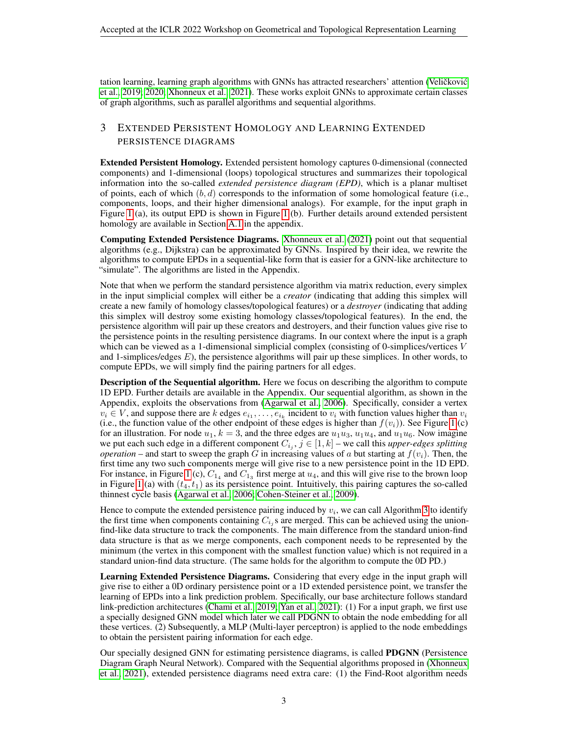tation learning, learning graph algorithms with GNNs has attracted researchers' attention (Veličković et al., 2019; 2020; Xhonneux et al., 2021). These works exploit GNNs to approximate certain classes of graph algorithms, such as parallel algorithms and sequential algorithms.

## 3 Extended Persistent Homology and Learning Extended Persistence Diagrams

**Extended Persistent Homology.** Extended persistent homology captures 0-dimensional (connected components) and 1-dimensional (loops) topological structures and summarizes their topological information into the so-called *extended persistence diagram (EPD)*, which is a planar multiset of points, each of which $(b, d)$ corresponds to the information of some homological feature (i.e., components, loops, and their higher dimensional analogs). For example, for the input graph in Figure 1 (a), its output EPD is shown in Figure 1 (b). Further details around extended persistent homology are available in Section A.1 in the appendix.

**Computing Extended Persistence Diagrams.** Xhonneux et al. (2021) point out that sequential algorithms (e.g., Dijkstra) can be approximated by GNNs. Inspired by their idea, we rewrite the algorithms to compute EPDs in a sequential-like form that is easier for a GNN-like architecture to "simulate". The algorithms are listed in the Appendix.

Note that when we perform the standard persistence algorithm via matrix reduction, every simplex in the input simplicial complex will either be a *creator* (indicating that adding this simplex will create a new family of homology classes/topological features) or a *destroyer* (indicating that adding this simplex will destroy some existing homology classes/topological features). In the end, the persistence algorithm will pair up these creators and destroyers, and their function values give rise to the persistence points in the resulting persistence diagrams. In our context where the input is a graph which can be viewed as a 1-dimensional simplicial complex (consisting of 0-simplices/vertices $V$ and 1-simplices/edges $E$), the persistence algorithms will pair up these simplices. In other words, to compute EPDs, we will simply find the pairing partners for all edges.

**Description of the Sequential algorithm.** Here we focus on describing the algorithm to compute 1D EPD. Further details are available in the Appendix. Our sequential algorithm, as shown in the Appendix, exploits the observations from (Agarwal et al., 2006). Specifically, consider a vertex $v_i \in V$, and suppose there are $k$ edges $e_{i_1}, \ldots, e_{i_k}$ incident to $v_i$ with function values higher than $v_i$ (i.e., the function value of the other endpoint of these edges is higher than $f(v_i)$). See Figure 1 (c) for an illustration. For node $u_1$, $k = 3$, and the three edges are $u_1u_3$, $u_1u_4$, and $u_1u_6$. Now imagine we put each such edge in a different component $C_{i_j}$, $j \in [1, k]$ – we call this *upper-edges splitting operation* – and start to sweep the graph $G$ in increasing values of $a$ but starting at $f(v_i)$. Then, the first time any two such components merge will give rise to a new persistence point in the 1D EPD. For instance, in Figure 1 (c), $C_{1_4}$ and $C_{1_3}$ first merge at $u_4$, and this will give rise to the brown loop in Figure 1 (a) with $(t_4, t_1)$ as its persistence point. Intuitively, this pairing captures the so-called thinnest cycle basis (Agarwal et al., 2006; Cohen-Steiner et al., 2009).

Hence to compute the extended persistence pairing induced by $v_i$, we can call Algorithm 3 to identify the first time when components containing $C_{i_j}$s are merged. This can be achieved using the union-find-like data structure to track the components. The main difference from the standard union-find data structure is that as we merge components, each component needs to be represented by the minimum (the vertex in this component with the smallest function value) which is not required in a standard union-find data structure. (The same holds for the algorithm to compute the 0D PD.)

**Learning Extended Persistence Diagrams.** Considering that every edge in the input graph will give rise to either a 0D ordinary persistence point or a 1D extended persistence point, we transfer the learning of EPDs into a link prediction problem. Specifically, our base architecture follows standard link-prediction architectures (Chami et al., 2019; Yan et al., 2021): (1) For a input graph, we first use a specially designed GNN model which later we call PDGNN to obtain the node embedding for all these vertices. (2) Subsequently, a MLP (Multi-layer perceptron) is applied to the node embeddings to obtain the persistent pairing information for each edge.

Our specially designed GNN for estimating persistence diagrams, is called **PDGNN** (Persistence Diagram Graph Neural Network). Compared with the Sequential algorithms proposed in (Xhonneux et al., 2021), extended persistence diagrams need extra care: (1) the Find-Root algorithm needs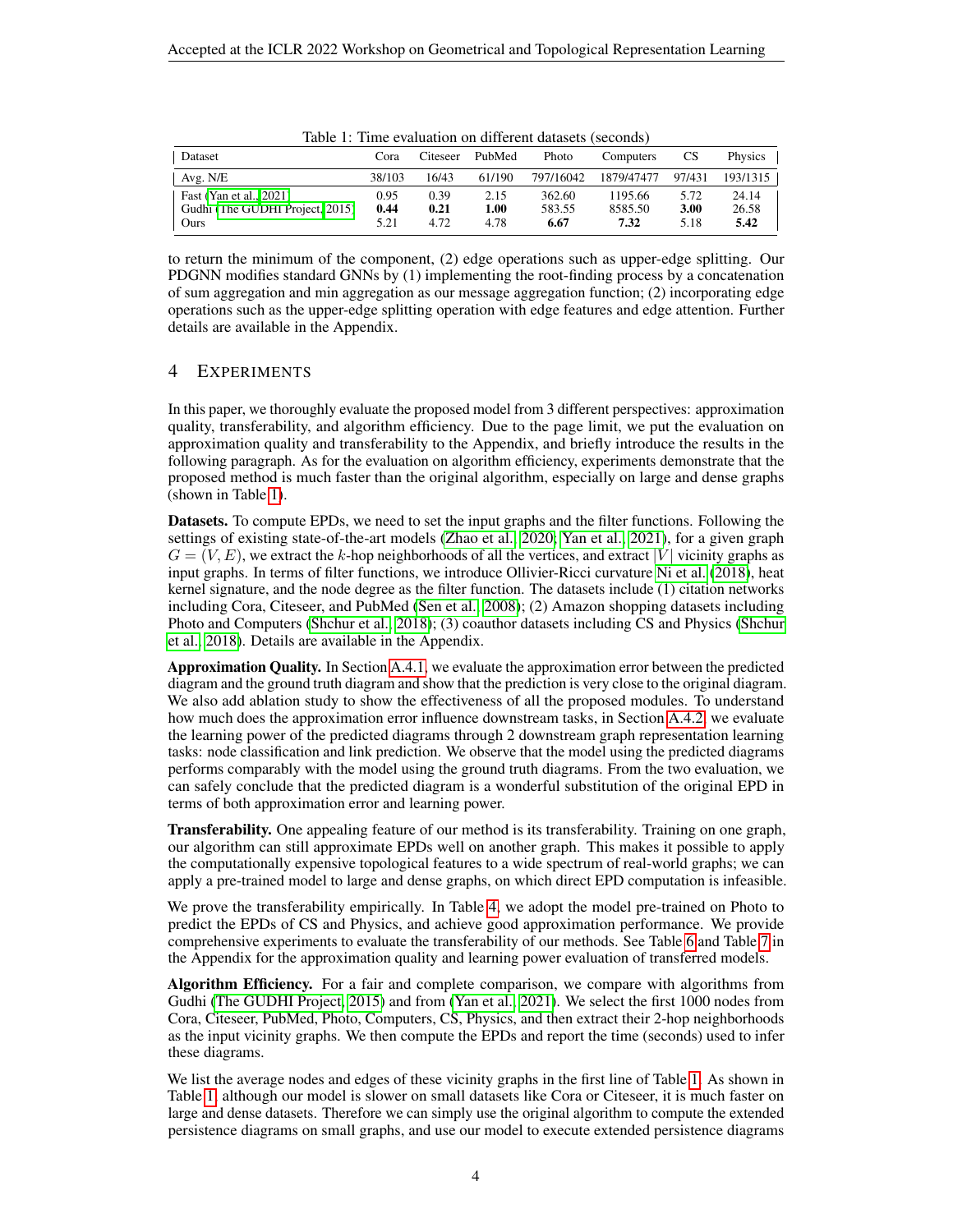Table 1: Time evaluation on different datasets (seconds)

| Dataset | Cora | Citeseer | PubMed | Photo | Computers | CS | Physics |
|---|---|---|---|---|---|---|---|
| Avg. N/E | 38/103 | 16/43 | 61/190 | 797/16042 | 1879/47477 | 97/431 | 193/1315 |
| Fast (Yan et al., 2021) | 0.95 | 0.39 | 2.15 | 362.60 | 1195.66 | 5.72 | 24.14 |
| Gudhi (The GUDHI Project, 2015) | **0.44** | **0.21** | **1.00** | 583.55 | 8585.50 | **3.00** | 26.58 |
| Ours | 5.21 | 4.72 | 4.78 | **6.67** | **7.32** | 5.18 | **5.42** |

to return the minimum of the component, (2) edge operations such as upper-edge splitting. Our PDGNN modifies standard GNNs by (1) implementing the root-finding process by a concatenation of sum aggregation and min aggregation as our message aggregation function; (2) incorporating edge operations such as the upper-edge splitting operation with edge features and edge attention. Further details are available in the Appendix.

# 4 Experiments

In this paper, we thoroughly evaluate the proposed model from 3 different perspectives: approximation quality, transferability, and algorithm efficiency. Due to the page limit, we put the evaluation on approximation quality and transferability to the Appendix, and briefly introduce the results in the following paragraph. As for the evaluation on algorithm efficiency, experiments demonstrate that the proposed method is much faster than the original algorithm, especially on large and dense graphs (shown in Table 1).

**Datasets.** To compute EPDs, we need to set the input graphs and the filter functions. Following the settings of existing state-of-the-art models (Zhao et al., 2020; Yan et al., 2021), for a given graph $G = (V, E)$, we extract the $k$-hop neighborhoods of all the vertices, and extract $|V|$ vicinity graphs as input graphs. In terms of filter functions, we introduce Ollivier-Ricci curvature Ni et al. (2018), heat kernel signature, and the node degree as the filter function. The datasets include (1) citation networks including Cora, Citeseer, and PubMed (Sen et al., 2008); (2) Amazon shopping datasets including Photo and Computers (Shchur et al., 2018); (3) coauthor datasets including CS and Physics (Shchur et al., 2018). Details are available in the Appendix.

**Approximation Quality.** In Section A.4.1, we evaluate the approximation error between the predicted diagram and the ground truth diagram and show that the prediction is very close to the original diagram. We also add ablation study to show the effectiveness of all the proposed modules. To understand how much does the approximation error influence downstream tasks, in Section A.4.2, we evaluate the learning power of the predicted diagrams through 2 downstream graph representation learning tasks: node classification and link prediction. We observe that the model using the predicted diagrams performs comparably with the model using the ground truth diagrams. From the two evaluation, we can safely conclude that the predicted diagram is a wonderful substitution of the original EPD in terms of both approximation error and learning power.

**Transferability.** One appealing feature of our method is its transferability. Training on one graph, our algorithm can still approximate EPDs well on another graph. This makes it possible to apply the computationally expensive topological features to a wide spectrum of real-world graphs; we can apply a pre-trained model to large and dense graphs, on which direct EPD computation is infeasible.

We prove the transferability empirically. In Table 4, we adopt the model pre-trained on Photo to predict the EPDs of CS and Physics, and achieve good approximation performance. We provide comprehensive experiments to evaluate the transferability of our methods. See Table 6 and Table 7 in the Appendix for the approximation quality and learning power evaluation of transferred models.

**Algorithm Efficiency.** For a fair and complete comparison, we compare with algorithms from Gudhi (The GUDHI Project, 2015) and from (Yan et al., 2021). We select the first 1000 nodes from Cora, Citeseer, PubMed, Photo, Computers, CS, Physics, and then extract their 2-hop neighborhoods as the input vicinity graphs. We then compute the EPDs and report the time (seconds) used to infer these diagrams.

We list the average nodes and edges of these vicinity graphs in the first line of Table 1. As shown in Table 1, although our model is slower on small datasets like Cora or Citeseer, it is much faster on large and dense datasets. Therefore we can simply use the original algorithm to compute the extended persistence diagrams on small graphs, and use our model to execute extended persistence diagrams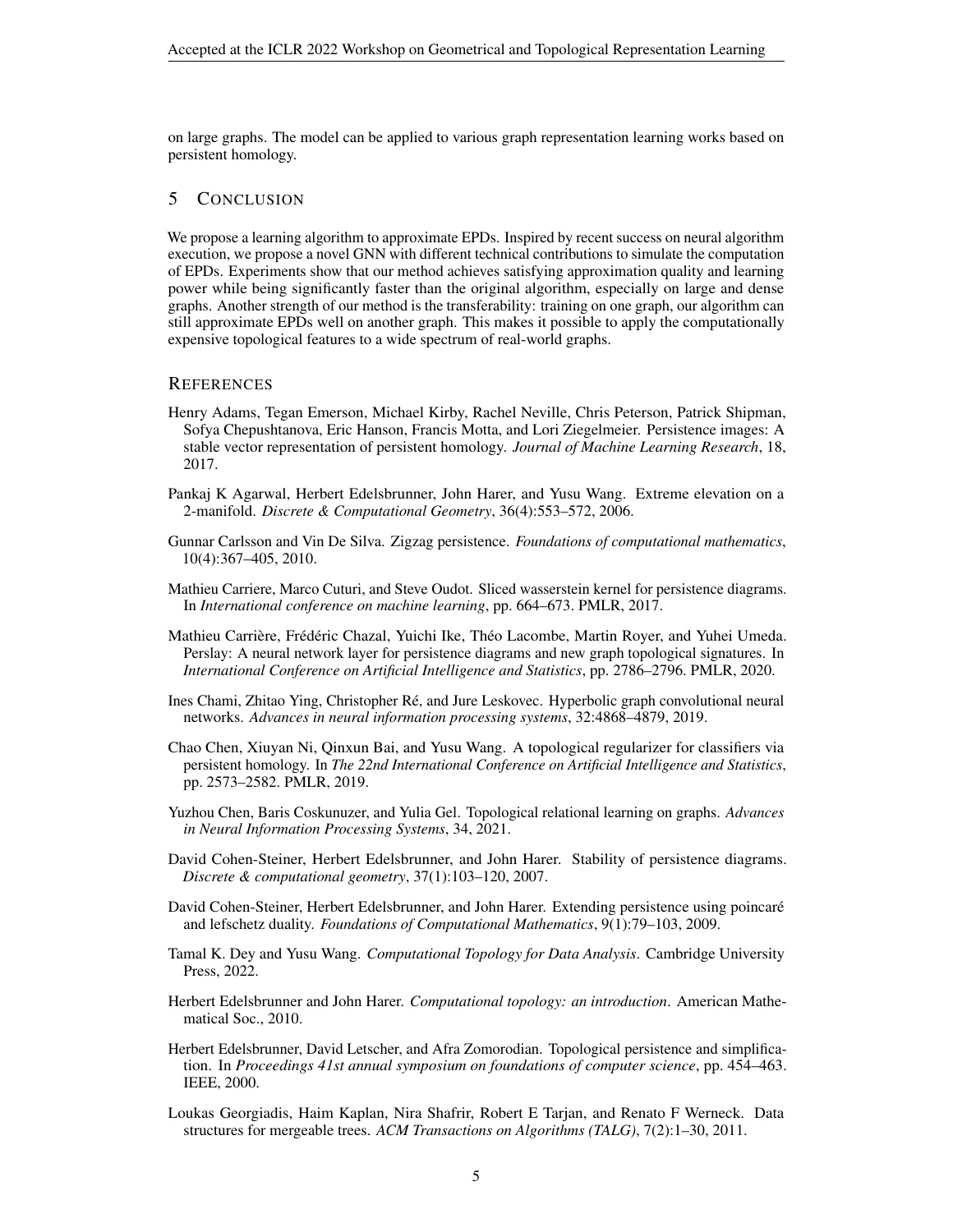on large graphs. The model can be applied to various graph representation learning works based on persistent homology.

## 5 Conclusion

We propose a learning algorithm to approximate EPDs. Inspired by recent success on neural algorithm execution, we propose a novel GNN with different technical contributions to simulate the computation of EPDs. Experiments show that our method achieves satisfying approximation quality and learning power while being significantly faster than the original algorithm, especially on large and dense graphs. Another strength of our method is the transferability: training on one graph, our algorithm can still approximate EPDs well on another graph. This makes it possible to apply the computationally expensive topological features to a wide spectrum of real-world graphs.

## References

Henry Adams, Tegan Emerson, Michael Kirby, Rachel Neville, Chris Peterson, Patrick Shipman, Sofya Chepushtanova, Eric Hanson, Francis Motta, and Lori Ziegelmeier. Persistence images: A stable vector representation of persistent homology. *Journal of Machine Learning Research*, 18, 2017.

Pankaj K Agarwal, Herbert Edelsbrunner, John Harer, and Yusu Wang. Extreme elevation on a 2-manifold. *Discrete & Computational Geometry*, 36(4):553–572, 2006.

Gunnar Carlsson and Vin De Silva. Zigzag persistence. *Foundations of computational mathematics*, 10(4):367–405, 2010.

Mathieu Carriere, Marco Cuturi, and Steve Oudot. Sliced wasserstein kernel for persistence diagrams. In *International conference on machine learning*, pp. 664–673. PMLR, 2017.

Mathieu Carrière, Frédéric Chazal, Yuichi Ike, Théo Lacombe, Martin Royer, and Yuhei Umeda. Perslay: A neural network layer for persistence diagrams and new graph topological signatures. In *International Conference on Artificial Intelligence and Statistics*, pp. 2786–2796. PMLR, 2020.

Ines Chami, Zhitao Ying, Christopher Ré, and Jure Leskovec. Hyperbolic graph convolutional neural networks. *Advances in neural information processing systems*, 32:4868–4879, 2019.

Chao Chen, Xiuyan Ni, Qinxun Bai, and Yusu Wang. A topological regularizer for classifiers via persistent homology. In *The 22nd International Conference on Artificial Intelligence and Statistics*, pp. 2573–2582. PMLR, 2019.

Yuzhou Chen, Baris Coskunuzer, and Yulia Gel. Topological relational learning on graphs. *Advances in Neural Information Processing Systems*, 34, 2021.

David Cohen-Steiner, Herbert Edelsbrunner, and John Harer. Stability of persistence diagrams. *Discrete & computational geometry*, 37(1):103–120, 2007.

David Cohen-Steiner, Herbert Edelsbrunner, and John Harer. Extending persistence using poincaré and lefschetz duality. *Foundations of Computational Mathematics*, 9(1):79–103, 2009.

Tamal K. Dey and Yusu Wang. *Computational Topology for Data Analysis*. Cambridge University Press, 2022.

Herbert Edelsbrunner and John Harer. *Computational topology: an introduction*. American Mathematical Soc., 2010.

Herbert Edelsbrunner, David Letscher, and Afra Zomorodian. Topological persistence and simplification. In *Proceedings 41st annual symposium on foundations of computer science*, pp. 454–463. IEEE, 2000.

Loukas Georgiadis, Haim Kaplan, Nira Shafrir, Robert E Tarjan, and Renato F Werneck. Data structures for mergeable trees. *ACM Transactions on Algorithms (TALG)*, 7(2):1–30, 2011.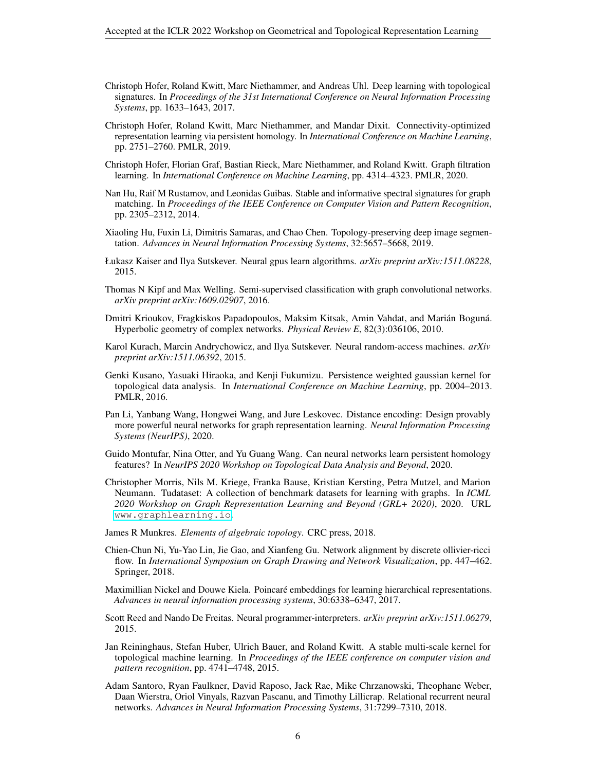Christoph Hofer, Roland Kwitt, Marc Niethammer, and Andreas Uhl. Deep learning with topological signatures. In *Proceedings of the 31st International Conference on Neural Information Processing Systems*, pp. 1633–1643, 2017.

Christoph Hofer, Roland Kwitt, Marc Niethammer, and Mandar Dixit. Connectivity-optimized representation learning via persistent homology. In *International Conference on Machine Learning*, pp. 2751–2760. PMLR, 2019.

Christoph Hofer, Florian Graf, Bastian Rieck, Marc Niethammer, and Roland Kwitt. Graph filtration learning. In *International Conference on Machine Learning*, pp. 4314–4323. PMLR, 2020.

Nan Hu, Raif M Rustamov, and Leonidas Guibas. Stable and informative spectral signatures for graph matching. In *Proceedings of the IEEE Conference on Computer Vision and Pattern Recognition*, pp. 2305–2312, 2014.

Xiaoling Hu, Fuxin Li, Dimitris Samaras, and Chao Chen. Topology-preserving deep image segmentation. *Advances in Neural Information Processing Systems*, 32:5657–5668, 2019.

Łukasz Kaiser and Ilya Sutskever. Neural gpus learn algorithms. *arXiv preprint arXiv:1511.08228*, 2015.

Thomas N Kipf and Max Welling. Semi-supervised classification with graph convolutional networks. *arXiv preprint arXiv:1609.02907*, 2016.

Dmitri Krioukov, Fragkiskos Papadopoulos, Maksim Kitsak, Amin Vahdat, and Marián Boguná. Hyperbolic geometry of complex networks. *Physical Review E*, 82(3):036106, 2010.

Karol Kurach, Marcin Andrychowicz, and Ilya Sutskever. Neural random-access machines. *arXiv preprint arXiv:1511.06392*, 2015.

Genki Kusano, Yasuaki Hiraoka, and Kenji Fukumizu. Persistence weighted gaussian kernel for topological data analysis. In *International Conference on Machine Learning*, pp. 2004–2013. PMLR, 2016.

Pan Li, Yanbang Wang, Hongwei Wang, and Jure Leskovec. Distance encoding: Design provably more powerful neural networks for graph representation learning. *Neural Information Processing Systems (NeurIPS)*, 2020.

Guido Montufar, Nina Otter, and Yu Guang Wang. Can neural networks learn persistent homology features? In *NeurIPS 2020 Workshop on Topological Data Analysis and Beyond*, 2020.

Christopher Morris, Nils M. Kriege, Franka Bause, Kristian Kersting, Petra Mutzel, and Marion Neumann. Tudataset: A collection of benchmark datasets for learning with graphs. In *ICML 2020 Workshop on Graph Representation Learning and Beyond (GRL+ 2020)*, 2020. URL www.graphlearning.io.

James R Munkres. *Elements of algebraic topology*. CRC press, 2018.

Chien-Chun Ni, Yu-Yao Lin, Jie Gao, and Xianfeng Gu. Network alignment by discrete ollivier-ricci flow. In *International Symposium on Graph Drawing and Network Visualization*, pp. 447–462. Springer, 2018.

Maximillian Nickel and Douwe Kiela. Poincaré embeddings for learning hierarchical representations. *Advances in neural information processing systems*, 30:6338–6347, 2017.

Scott Reed and Nando De Freitas. Neural programmer-interpreters. *arXiv preprint arXiv:1511.06279*, 2015.

Jan Reininghaus, Stefan Huber, Ulrich Bauer, and Roland Kwitt. A stable multi-scale kernel for topological machine learning. In *Proceedings of the IEEE conference on computer vision and pattern recognition*, pp. 4741–4748, 2015.

Adam Santoro, Ryan Faulkner, David Raposo, Jack Rae, Mike Chrzanowski, Theophane Weber, Daan Wierstra, Oriol Vinyals, Razvan Pascanu, and Timothy Lillicrap. Relational recurrent neural networks. *Advances in Neural Information Processing Systems*, 31:7299–7310, 2018.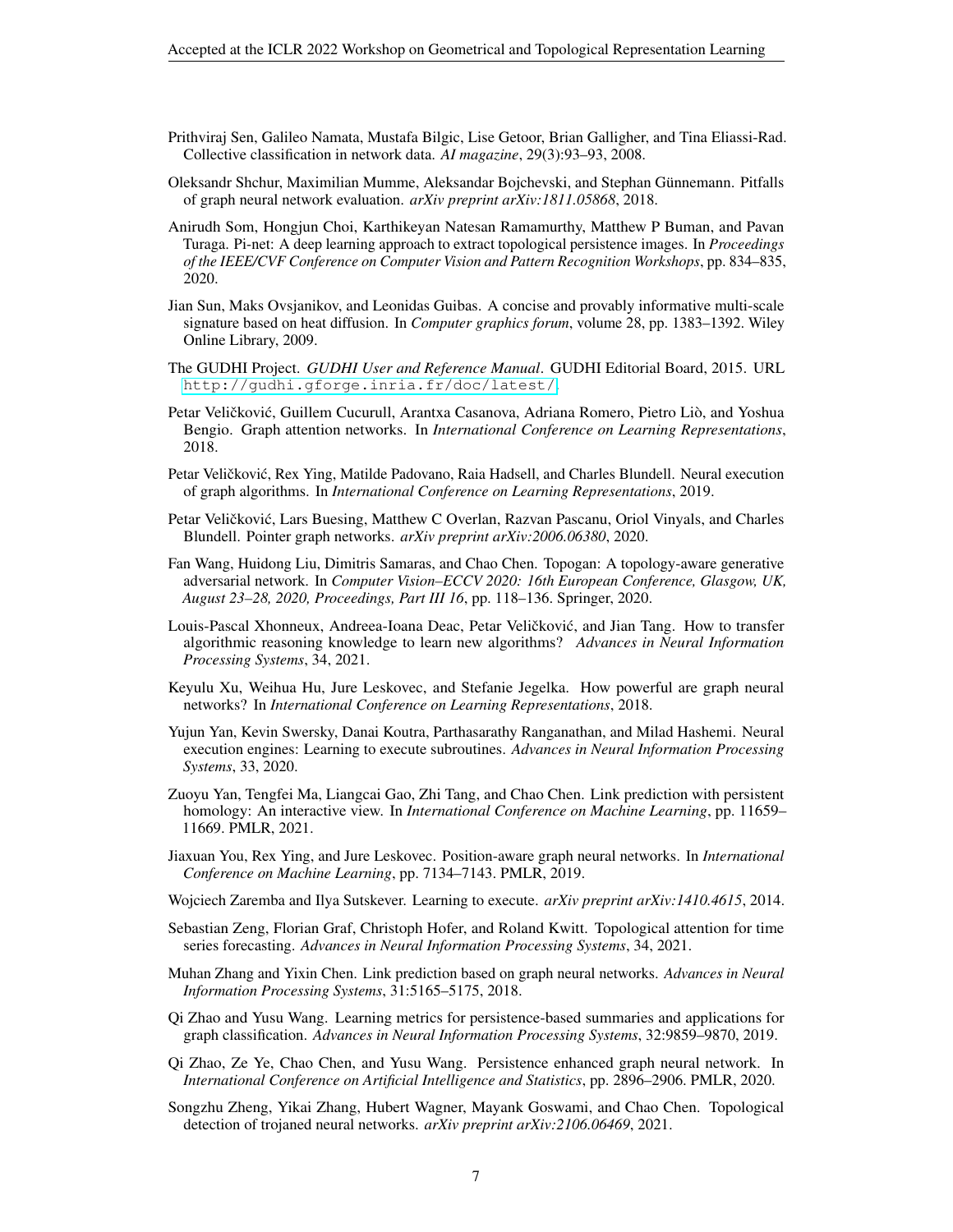Prithviraj Sen, Galileo Namata, Mustafa Bilgic, Lise Getoor, Brian Galligher, and Tina Eliassi-Rad. Collective classification in network data. *AI magazine*, 29(3):93–93, 2008.

Oleksandr Shchur, Maximilian Mumme, Aleksandar Bojchevski, and Stephan Günnemann. Pitfalls of graph neural network evaluation. *arXiv preprint arXiv:1811.05868*, 2018.

Anirudh Som, Hongjun Choi, Karthikeyan Natesan Ramamurthy, Matthew P Buman, and Pavan Turaga. Pi-net: A deep learning approach to extract topological persistence images. In *Proceedings of the IEEE/CVF Conference on Computer Vision and Pattern Recognition Workshops*, pp. 834–835, 2020.

Jian Sun, Maks Ovsjanikov, and Leonidas Guibas. A concise and provably informative multi-scale signature based on heat diffusion. In *Computer graphics forum*, volume 28, pp. 1383–1392. Wiley Online Library, 2009.

The GUDHI Project. *GUDHI User and Reference Manual*. GUDHI Editorial Board, 2015. URL http://gudhi.gforge.inria.fr/doc/latest/.

Petar Veličković, Guillem Cucurull, Arantxa Casanova, Adriana Romero, Pietro Liò, and Yoshua Bengio. Graph attention networks. In *International Conference on Learning Representations*, 2018.

Petar Veličković, Rex Ying, Matilde Padovano, Raia Hadsell, and Charles Blundell. Neural execution of graph algorithms. In *International Conference on Learning Representations*, 2019.

Petar Veličković, Lars Buesing, Matthew C Overlan, Razvan Pascanu, Oriol Vinyals, and Charles Blundell. Pointer graph networks. *arXiv preprint arXiv:2006.06380*, 2020.

Fan Wang, Huidong Liu, Dimitris Samaras, and Chao Chen. Topogan: A topology-aware generative adversarial network. In *Computer Vision–ECCV 2020: 16th European Conference, Glasgow, UK, August 23–28, 2020, Proceedings, Part III 16*, pp. 118–136. Springer, 2020.

Louis-Pascal Xhonneux, Andreea-Ioana Deac, Petar Veličković, and Jian Tang. How to transfer algorithmic reasoning knowledge to learn new algorithms? *Advances in Neural Information Processing Systems*, 34, 2021.

Keyulu Xu, Weihua Hu, Jure Leskovec, and Stefanie Jegelka. How powerful are graph neural networks? In *International Conference on Learning Representations*, 2018.

Yujun Yan, Kevin Swersky, Danai Koutra, Parthasarathy Ranganathan, and Milad Hashemi. Neural execution engines: Learning to execute subroutines. *Advances in Neural Information Processing Systems*, 33, 2020.

Zuoyu Yan, Tengfei Ma, Liangcai Gao, Zhi Tang, and Chao Chen. Link prediction with persistent homology: An interactive view. In *International Conference on Machine Learning*, pp. 11659–11669. PMLR, 2021.

Jiaxuan You, Rex Ying, and Jure Leskovec. Position-aware graph neural networks. In *International Conference on Machine Learning*, pp. 7134–7143. PMLR, 2019.

Wojciech Zaremba and Ilya Sutskever. Learning to execute. *arXiv preprint arXiv:1410.4615*, 2014.

Sebastian Zeng, Florian Graf, Christoph Hofer, and Roland Kwitt. Topological attention for time series forecasting. *Advances in Neural Information Processing Systems*, 34, 2021.

Muhan Zhang and Yixin Chen. Link prediction based on graph neural networks. *Advances in Neural Information Processing Systems*, 31:5165–5175, 2018.

Qi Zhao and Yusu Wang. Learning metrics for persistence-based summaries and applications for graph classification. *Advances in Neural Information Processing Systems*, 32:9859–9870, 2019.

Qi Zhao, Ze Ye, Chao Chen, and Yusu Wang. Persistence enhanced graph neural network. In *International Conference on Artificial Intelligence and Statistics*, pp. 2896–2906. PMLR, 2020.

Songzhu Zheng, Yikai Zhang, Hubert Wagner, Mayank Goswami, and Chao Chen. Topological detection of trojaned neural networks. *arXiv preprint arXiv:2106.06469*, 2021.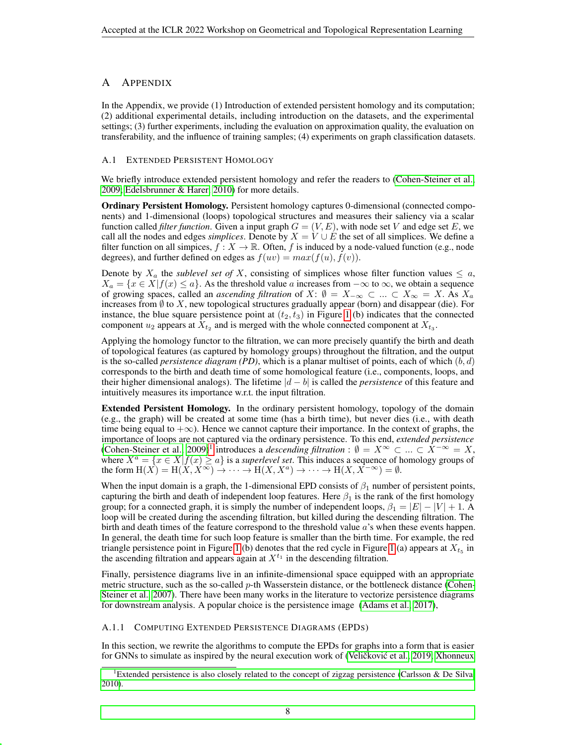# A APPENDIX

In the Appendix, we provide (1) Introduction of extended persistent homology and its computation; (2) additional experimental details, including introduction on the datasets, and the experimental settings; (3) further experiments, including the evaluation on approximation quality, the evaluation on transferability, and the influence of training samples; (4) experiments on graph classification datasets.

## A.1 EXTENDED PERSISTENT HOMOLOGY

We briefly introduce extended persistent homology and refer the readers to (Cohen-Steiner et al., 2009; Edelsbrunner & Harer, 2010) for more details.

**Ordinary Persistent Homology.** Persistent homology captures 0-dimensional (connected components) and 1-dimensional (loops) topological structures and measures their saliency via a scalar function called *filter function*. Given a input graph $G = (V, E)$, with node set $V$ and edge set $E$, we call all the nodes and edges *simplices*. Denote by $X = V \cup E$ the set of all simplices. We define a filter function on all simpices, $f : X \to \mathbb{R}$. Often, $f$ is induced by a node-valued function (e.g., node degrees), and further defined on edges as $f(uv) = max(f(u), f(v))$.

Denote by $X_a$ the *sublevel set of* $X$, consisting of simplices whose filter function values $\leq a$, $X_a = \{x \in X | f(x) \leq a\}$. As the threshold value $a$ increases from $-\infty$ to $\infty$, we obtain a sequence of growing spaces, called an *ascending filtration* of $X$: $\emptyset = X_{-\infty} \subset ... \subset X_{\infty} = X$. As $X_a$ increases from $\emptyset$ to $X$, new topological structures gradually appear (born) and disappear (die). For instance, the blue square persistence point at $(t_2, t_3)$ in Figure 1 (b) indicates that the connected component $u_2$ appears at $X_{t_2}$ and is merged with the whole connected component at $X_{t_3}$.

Applying the homology functor to the filtration, we can more precisely quantify the birth and death of topological features (as captured by homology groups) throughout the filtration, and the output is the so-called *persistence diagram (PD)*, which is a planar multiset of points, each of which $(b, d)$ corresponds to the birth and death time of some homological feature (i.e., components, loops, and their higher dimensional analogs). The lifetime $|d - b|$ is called the *persistence* of this feature and intuitively measures its importance w.r.t. the input filtration.

**Extended Persistent Homology.** In the ordinary persistent homology, topology of the domain (e.g., the graph) will be created at some time (has a birth time), but never dies (i.e., with death time being equal to $+\infty$). Hence we cannot capture their importance. In the context of graphs, the importance of loops are not captured via the ordinary persistence. To this end, *extended persistence* (Cohen-Steiner et al., 2009)[1] introduces a *descending filtration* : $\emptyset = X^{\infty} \subset ... \subset X^{-\infty} = X$, where $X^a = \{x \in X | f(x) \geq a\}$ is a *superlevel set*. This induces a sequence of homology groups of the form $\mathrm{H}(X) = \mathrm{H}(X, X^{\infty}) \to \cdots \to \mathrm{H}(X, X^a) \to \cdots \to \mathrm{H}(X, X^{-\infty}) = \emptyset$.

When the input domain is a graph, the 1-dimensional EPD consists of $\beta_1$ number of persistent points, capturing the birth and death of independent loop features. Here $\beta_1$ is the rank of the first homology group; for a connected graph, it is simply the number of independent loops, $\beta_1 = |E| - |V| + 1$. A loop will be created during the ascending filtration, but killed during the descending filtration. The birth and death times of the feature correspond to the threshold value $a$'s when these events happen. In general, the death time for such loop feature is smaller than the birth time. For example, the red triangle persistence point in Figure 1 (b) denotes that the red cycle in Figure 1 (a) appears at $X_{t_5}$ in the ascending filtration and appears again at $X^{t_1}$ in the descending filtration.

Finally, persistence diagrams live in an infinite-dimensional space equipped with an appropriate metric structure, such as the so-called $p$-th Wasserstein distance, or the bottleneck distance (Cohen-Steiner et al., 2007). There have been many works in the literature to vectorize persistence diagrams for downstream analysis. A popular choice is the persistence image (Adams et al., 2017),

### A.1.1 COMPUTING EXTENDED PERSISTENCE DIAGRAMS (EPDS)

In this section, we rewrite the algorithms to compute the EPDs for graphs into a form that is easier for GNNs to simulate as inspired by the neural execution work of (Veličković et al., 2019; Xhonneux

[1] Extended persistence is also closely related to the concept of zigzag persistence (Carlsson & De Silva, 2010).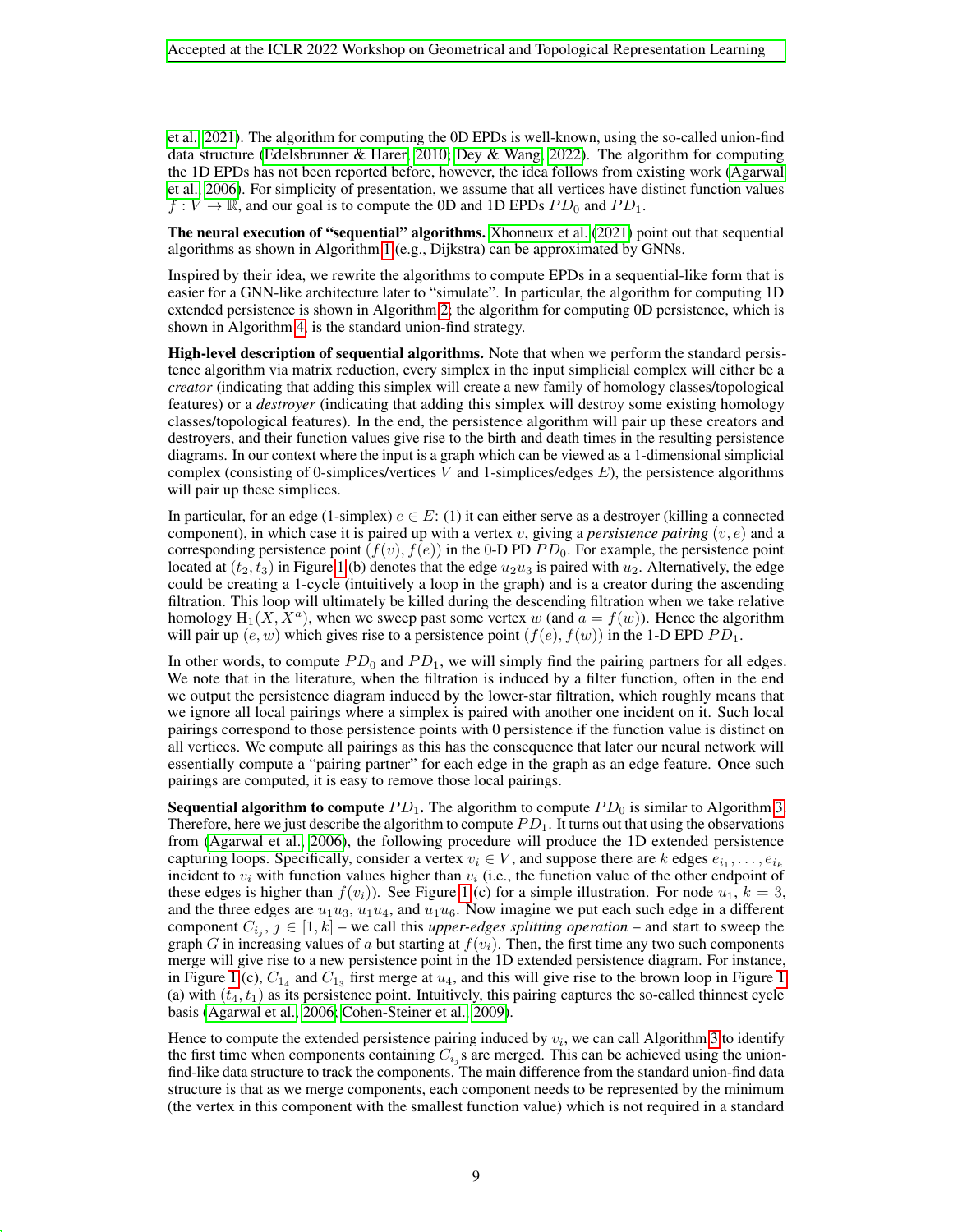et al., 2021). The algorithm for computing the 0D EPDs is well-known, using the so-called union-find data structure (Edelsbrunner & Harer, 2010; Dey & Wang, 2022). The algorithm for computing the 1D EPDs has not been reported before, however, the idea follows from existing work (Agarwal et al., 2006). For simplicity of presentation, we assume that all vertices have distinct function values $f : V \to \mathbb{R}$, and our goal is to compute the 0D and 1D EPDs $PD_0$ and $PD_1$.

**The neural execution of "sequential" algorithms.** Xhonneux et al. (2021) point out that sequential algorithms as shown in Algorithm 1 (e.g., Dijkstra) can be approximated by GNNs.

Inspired by their idea, we rewrite the algorithms to compute EPDs in a sequential-like form that is easier for a GNN-like architecture later to "simulate". In particular, the algorithm for computing 1D extended persistence is shown in Algorithm 2; the algorithm for computing 0D persistence, which is shown in Algorithm 4, is the standard union-find strategy.

**High-level description of sequential algorithms.** Note that when we perform the standard persistence algorithm via matrix reduction, every simplex in the input simplicial complex will either be a *creator* (indicating that adding this simplex will create a new family of homology classes/topological features) or a *destroyer* (indicating that adding this simplex will destroy some existing homology classes/topological features). In the end, the persistence algorithm will pair up these creators and destroyers, and their function values give rise to the birth and death times in the resulting persistence diagrams. In our context where the input is a graph which can be viewed as a 1-dimensional simplicial complex (consisting of 0-simplices/vertices $V$ and 1-simplices/edges $E$), the persistence algorithms will pair up these simplices.

In particular, for an edge (1-simplex) $e \in E$: (1) it can either serve as a destroyer (killing a connected component), in which case it is paired up with a vertex $v$, giving a *persistence pairing* $(v, e)$ and a corresponding persistence point $(f(v), f(e))$ in the 0-D PD $PD_0$. For example, the persistence point located at $(t_2, t_3)$ in Figure 1(b) denotes that the edge $u_2u_3$ is paired with $u_2$. Alternatively, the edge could be creating a 1-cycle (intuitively a loop in the graph) and is a creator during the ascending filtration. This loop will ultimately be killed during the descending filtration when we take relative homology $\mathrm{H}_1(X, X^a)$, when we sweep past some vertex $w$ (and $a = f(w)$). Hence the algorithm will pair up $(e, w)$ which gives rise to a persistence point $(f(e), f(w))$ in the 1-D EPD $PD_1$.

In other words, to compute $PD_0$ and $PD_1$, we will simply find the pairing partners for all edges. We note that in the literature, when the filtration is induced by a filter function, often in the end we output the persistence diagram induced by the lower-star filtration, which roughly means that we ignore all local pairings where a simplex is paired with another one incident on it. Such local pairings correspond to those persistence points with 0 persistence if the function value is distinct on all vertices. We compute all pairings as this has the consequence that later our neural network will essentially compute a "pairing partner" for each edge in the graph as an edge feature. Once such pairings are computed, it is easy to remove those local pairings.

**Sequential algorithm to compute $PD_1$.** The algorithm to compute $PD_0$ is similar to Algorithm 3. Therefore, here we just describe the algorithm to compute $PD_1$. It turns out that using the observations from (Agarwal et al., 2006), the following procedure will produce the 1D extended persistence capturing loops. Specifically, consider a vertex $v_i \in V$, and suppose there are $k$ edges $e_{i_1}, \ldots, e_{i_k}$ incident to $v_i$ with function values higher than $v_i$ (i.e., the function value of the other endpoint of these edges is higher than $f(v_i)$). See Figure 1(c) for a simple illustration. For node $u_1$, $k = 3$, and the three edges are $u_1u_3$, $u_1u_4$, and $u_1u_6$. Now imagine we put each such edge in a different component $C_{i_j}$, $j \in [1, k]$ – we call this *upper-edges splitting operation* – and start to sweep the graph $G$ in increasing values of $a$ but starting at $f(v_i)$. Then, the first time any two such components merge will give rise to a new persistence point in the 1D extended persistence diagram. For instance, in Figure 1(c), $C_{1_4}$ and $C_{1_3}$ first merge at $u_4$, and this will give rise to the brown loop in Figure 1 (a) with $(t_4, t_1)$ as its persistence point. Intuitively, this pairing captures the so-called thinnest cycle basis (Agarwal et al., 2006; Cohen-Steiner et al., 2009).

Hence to compute the extended persistence pairing induced by $v_i$, we can call Algorithm 3 to identify the first time when components containing $C_{i_j}$s are merged. This can be achieved using the union-find-like data structure to track the components. The main difference from the standard union-find data structure is that as we merge components, each component needs to be represented by the minimum (the vertex in this component with the smallest function value) which is not required in a standard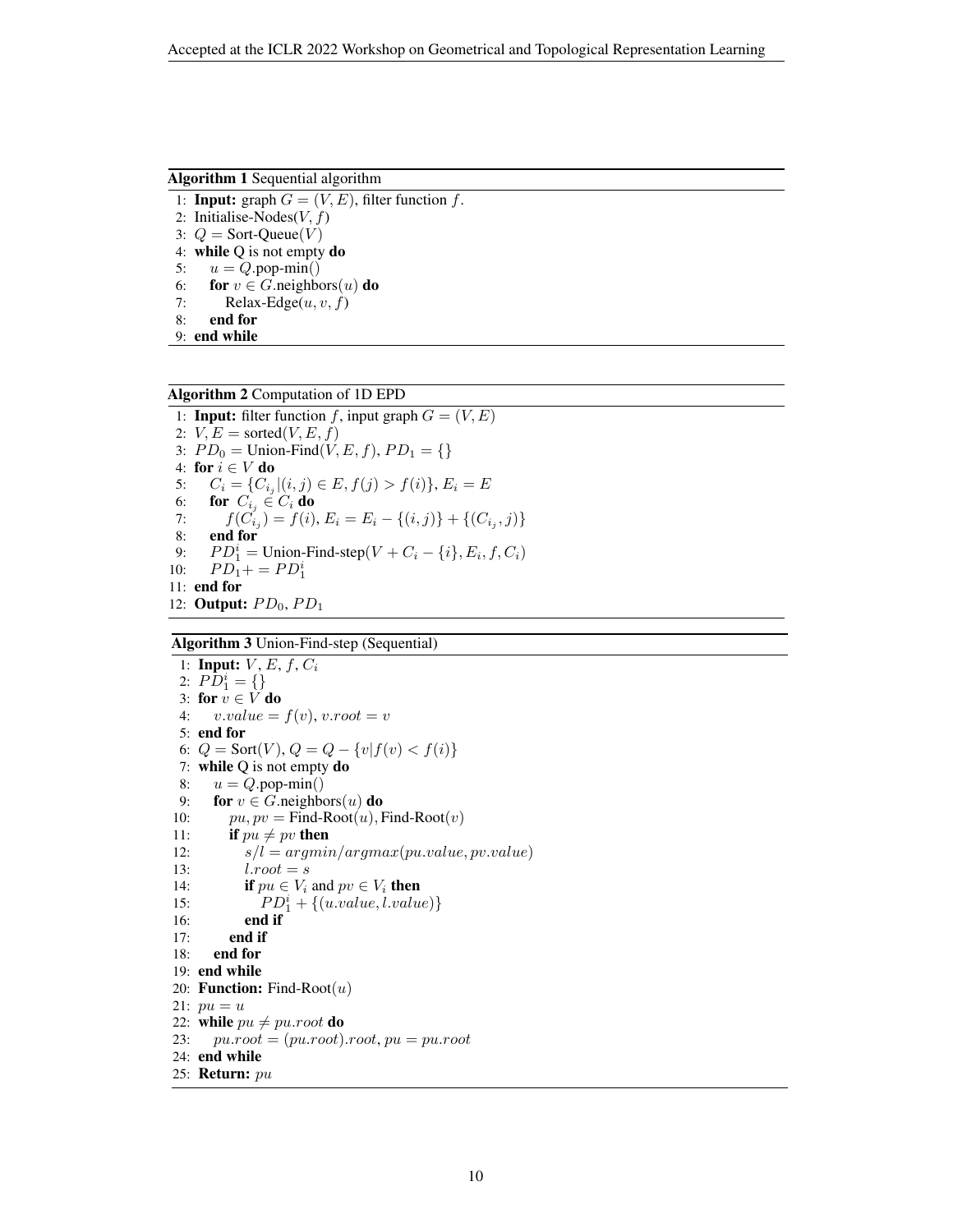**Algorithm 1** Sequential algorithm

```
1: Input: graph G = (V, E), filter function f.
2: Initialise-Nodes(V, f)
3: Q = Sort-Queue(V)
4: while Q is not empty do
5:     u = Q.pop-min()
6:     for v ∈ G.neighbors(u) do
7:         Relax-Edge(u, v, f)
8:     end for
9: end while
```

**Algorithm 2** Computation of 1D EPD

```
1: Input: filter function f, input graph G = (V, E)
2: V, E = sorted(V, E, f)
3: PD_0 = Union-Find(V, E, f), PD_1 = {}
4: for i ∈ V do
5:     C_i = {C_{i_j} | (i, j) ∈ E, f(j) > f(i)}, E_i = E
6:     for C_{i_j} ∈ C_i do
7:         f(C_{i_j}) = f(i), E_i = E_i − {(i, j)} + {(C_{i_j}, j)}
8:     end for
9:     PD_1^i = Union-Find-step(V + C_i − {i}, E_i, f, C_i)
10:    PD_1 += PD_1^i
11: end for
12: Output: PD_0, PD_1
```

**Algorithm 3** Union-Find-step (Sequential)

```
1: Input: V, E, f, C_i
2: PD_1^i = {}
3: for v ∈ V do
4:     v.value = f(v), v.root = v
5: end for
6: Q = Sort(V), Q = Q − {v | f(v) < f(i)}
7: while Q is not empty do
8:     u = Q.pop-min()
9:     for v ∈ G.neighbors(u) do
10:        pu, pv = Find-Root(u), Find-Root(v)
11:        if pu ≠ pv then
12:            s/l = argmin/argmax(pu.value, pv.value)
13:            l.root = s
14:            if pu ∈ V_i and pv ∈ V_i then
15:                PD_1^i + {(u.value, l.value)}
16:            end if
17:        end if
18:    end for
19: end while
20: Function: Find-Root(u)
21: pu = u
22: while pu ≠ pu.root do
23:     pu.root = (pu.root).root, pu = pu.root
24: end while
25: Return: pu
```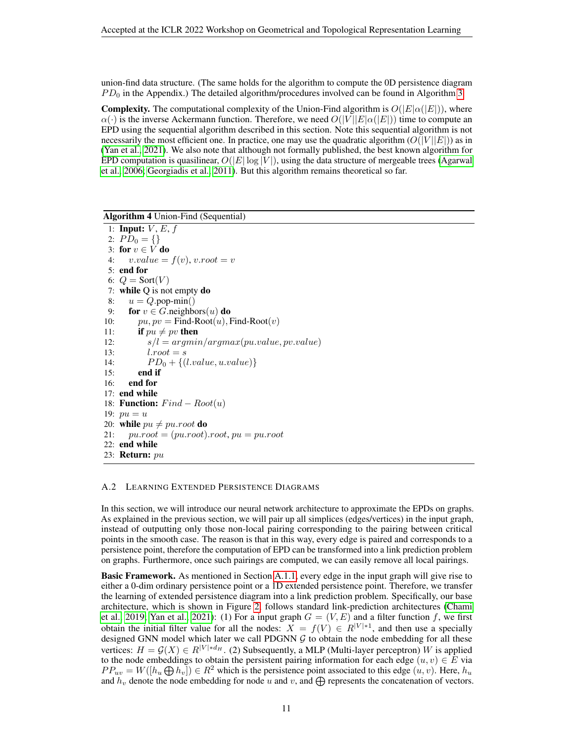union-find data structure. (The same holds for the algorithm to compute the 0D persistence diagram $PD_0$ in the Appendix.) The detailed algorithm/procedures involved can be found in Algorithm 3.

**Complexity.** The computational complexity of the Union-Find algorithm is $O(|E|\alpha(|E|))$, where $\alpha(\cdot)$ is the inverse Ackermann function. Therefore, we need $O(|V||E|\alpha(|E|))$ time to compute an EPD using the sequential algorithm described in this section. Note this sequential algorithm is not necessarily the most efficient one. In practice, one may use the quadratic algorithm ($O(|V||E|)$) as in (Yan et al., 2021). We also note that although not formally published, the best known algorithm for EPD computation is quasilinear, $O(|E|\log|V|)$, using the data structure of mergeable trees (Agarwal et al., 2006; Georgiadis et al., 2011). But this algorithm remains theoretical so far.

**Algorithm 4** Union-Find (Sequential)

```
1:  Input: V, E, f
2:  PD_0 = {}
3:  for v ∈ V do
4:      v.value = f(v), v.root = v
5:  end for
6:  Q = Sort(V)
7:  while Q is not empty do
8:      u = Q.pop-min()
9:      for v ∈ G.neighbors(u) do
10:         pu, pv = Find-Root(u), Find-Root(v)
11:         if pu ≠ pv then
12:             s/l = argmin/argmax(pu.value, pv.value)
13:             l.root = s
14:             PD_0 + {(l.value, u.value)}
15:         end if
16:     end for
17: end while
18: Function: Find − Root(u)
19: pu = u
20: while pu ≠ pu.root do
21:     pu.root = (pu.root).root, pu = pu.root
22: end while
23: Return: pu
```

### A.2 Learning Extended Persistence Diagrams

In this section, we will introduce our neural network architecture to approximate the EPDs on graphs. As explained in the previous section, we will pair up all simplices (edges/vertices) in the input graph, instead of outputting only those non-local pairing corresponding to the pairing between critical points in the smooth case. The reason is that in this way, every edge is paired and corresponds to a persistence point, therefore the computation of EPD can be transformed into a link prediction problem on graphs. Furthermore, once such pairings are computed, we can easily remove all local pairings.

**Basic Framework.** As mentioned in Section A.1.1, every edge in the input graph will give rise to either a 0-dim ordinary persistence point or a 1D extended persistence point. Therefore, we transfer the learning of extended persistence diagram into a link prediction problem. Specifically, our base architecture, which is shown in Figure 2, follows standard link-prediction architectures (Chami et al., 2019; Yan et al., 2021): (1) For a input graph $G = (V, E)$ and a filter function $f$, we first obtain the initial filter value for all the nodes: $X = f(V) \in R^{|V|*1}$, and then use a specially designed GNN model which later we call PDGNN $\mathcal{G}$ to obtain the node embedding for all these vertices: $H = \mathcal{G}(X) \in R^{|V|*d_H}$. (2) Subsequently, a MLP (Multi-layer perceptron) $W$ is applied to the node embeddings to obtain the persistent pairing information for each edge $(u, v) \in E$ via $PP_{uv} = W([h_u \bigoplus h_v]) \in R^2$ which is the persistence point associated to this edge $(u, v)$. Here, $h_u$ and $h_v$ denote the node embedding for node $u$ and $v$, and $\bigoplus$ represents the concatenation of vectors.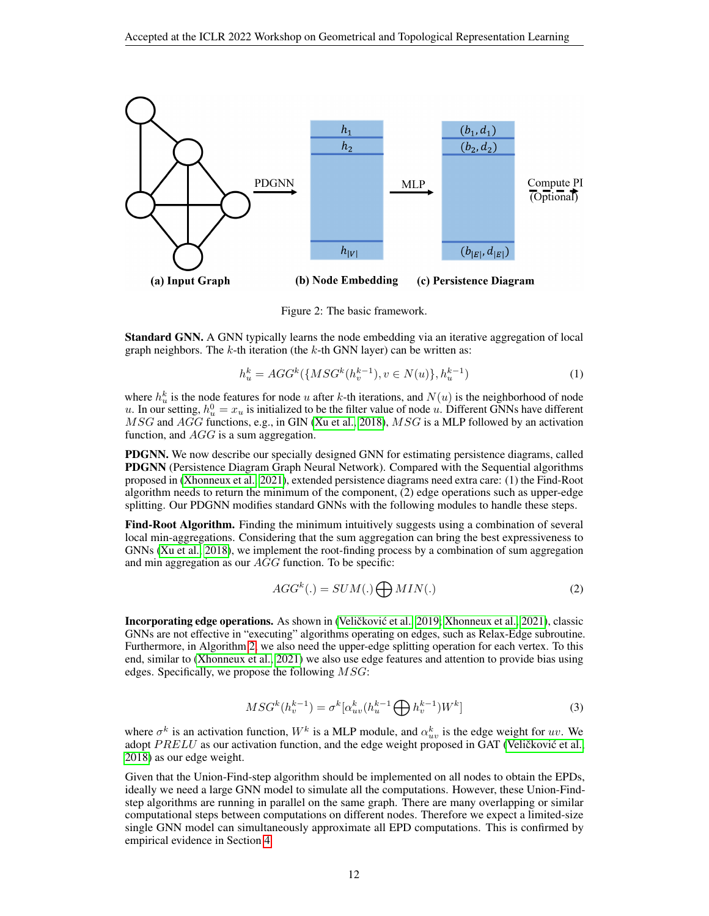Figure 2: The basic framework.

**Standard GNN.** A GNN typically learns the node embedding via an iterative aggregation of local graph neighbors. The $k$-th iteration (the $k$-th GNN layer) can be written as:

$$h_u^k = AGG^k(\{MSG^k(h_v^{k-1}), v \in N(u)\}, h_u^{k-1}) \tag{1}$$

where $h_u^k$ is the node features for node $u$ after $k$-th iterations, and $N(u)$ is the neighborhood of node $u$. In our setting, $h_u^0 = x_u$ is initialized to be the filter value of node $u$. Different GNNs have different $MSG$ and $AGG$ functions, e.g., in GIN (Xu et al., 2018), $MSG$ is a MLP followed by an activation function, and $AGG$ is a sum aggregation.

**PDGNN.** We now describe our specially designed GNN for estimating persistence diagrams, called **PDGNN** (Persistence Diagram Graph Neural Network). Compared with the Sequential algorithms proposed in (Xhonneux et al., 2021), extended persistence diagrams need extra care: (1) the Find-Root algorithm needs to return the minimum of the component, (2) edge operations such as upper-edge splitting. Our PDGNN modifies standard GNNs with the following modules to handle these steps.

**Find-Root Algorithm.** Finding the minimum intuitively suggests using a combination of several local min-aggregations. Considering that the sum aggregation can bring the best expressiveness to GNNs (Xu et al., 2018), we implement the root-finding process by a combination of sum aggregation and min aggregation as our $AGG$ function. To be specific:

$$AGG^k(.) = SUM(.) \bigoplus MIN(.) \tag{2}$$

**Incorporating edge operations.** As shown in (Veličković et al., 2019; Xhonneux et al., 2021), classic GNNs are not effective in "executing" algorithms operating on edges, such as Relax-Edge subroutine. Furthermore, in Algorithm 2, we also need the upper-edge splitting operation for each vertex. To this end, similar to (Xhonneux et al., 2021) we also use edge features and attention to provide bias using edges. Specifically, we propose the following $MSG$:

$$MSG^k(h_v^{k-1}) = \sigma^k[\alpha_{uv}^k(h_u^{k-1} \bigoplus h_v^{k-1})W^k] \tag{3}$$

where $\sigma^k$ is an activation function, $W^k$ is a MLP module, and $\alpha_{uv}^k$ is the edge weight for $uv$. We adopt $PRELU$ as our activation function, and the edge weight proposed in GAT (Veličković et al., 2018) as our edge weight.

Given that the Union-Find-step algorithm should be implemented on all nodes to obtain the EPDs, ideally we need a large GNN model to simulate all the computations. However, these Union-Find-step algorithms are running in parallel on the same graph. There are many overlapping or similar computational steps between computations on different nodes. Therefore we expect a limited-size single GNN model can simultaneously approximate all EPD computations. This is confirmed by empirical evidence in Section 4.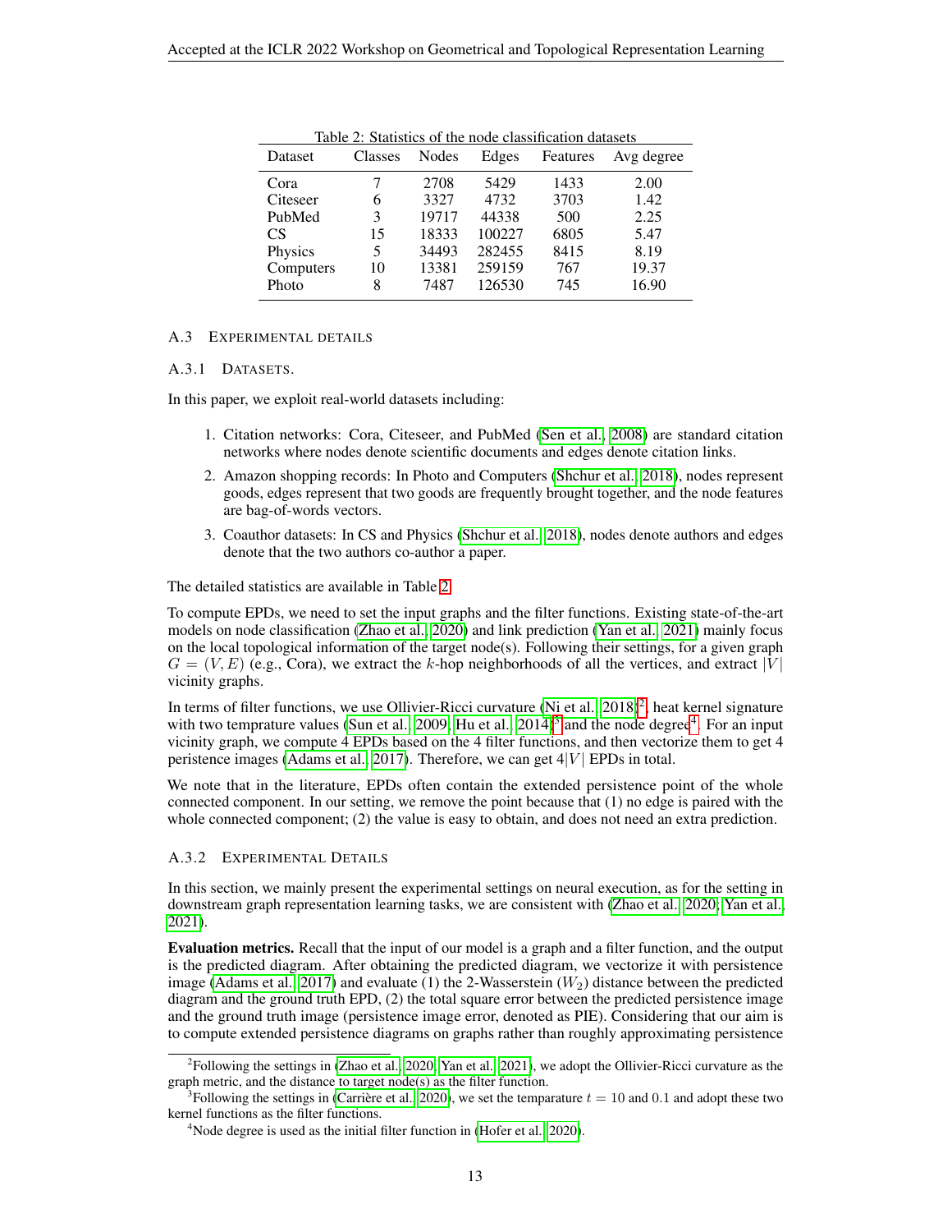Table 2: Statistics of the node classification datasets

| Dataset | Classes | Nodes | Edges | Features | Avg degree |
|---|---|---|---|---|---|
| Cora | 7 | 2708 | 5429 | 1433 | 2.00 |
| Citeseer | 6 | 3327 | 4732 | 3703 | 1.42 |
| PubMed | 3 | 19717 | 44338 | 500 | 2.25 |
| CS | 15 | 18333 | 100227 | 6805 | 5.47 |
| Physics | 5 | 34493 | 282455 | 8415 | 8.19 |
| Computers | 10 | 13381 | 259159 | 767 | 19.37 |
| Photo | 8 | 7487 | 126530 | 745 | 16.90 |

## A.3 Experimental details

### A.3.1 Datasets.

In this paper, we exploit real-world datasets including:

1. Citation networks: Cora, Citeseer, and PubMed (Sen et al., 2008) are standard citation networks where nodes denote scientific documents and edges denote citation links.
2. Amazon shopping records: In Photo and Computers (Shchur et al., 2018), nodes represent goods, edges represent that two goods are frequently brought together, and the node features are bag-of-words vectors.
3. Coauthor datasets: In CS and Physics (Shchur et al., 2018), nodes denote authors and edges denote that the two authors co-author a paper.

The detailed statistics are available in Table 2.

To compute EPDs, we need to set the input graphs and the filter functions. Existing state-of-the-art models on node classification (Zhao et al., 2020) and link prediction (Yan et al., 2021) mainly focus on the local topological information of the target node(s). Following their settings, for a given graph $G = (V, E)$ (e.g., Cora), we extract the $k$-hop neighborhoods of all the vertices, and extract $|V|$ vicinity graphs.

In terms of filter functions, we use Ollivier-Ricci curvature (Ni et al., 2018)[2], heat kernel signature with two temprature values (Sun et al., 2009; Hu et al., 2014)[3] and the node degree[4]. For an input vicinity graph, we compute 4 EPDs based on the 4 filter functions, and then vectorize them to get 4 peristence images (Adams et al., 2017). Therefore, we can get $4|V|$ EPDs in total.

We note that in the literature, EPDs often contain the extended persistence point of the whole connected component. In our setting, we remove the point because that (1) no edge is paired with the whole connected component; (2) the value is easy to obtain, and does not need an extra prediction.

### A.3.2 Experimental Details

In this section, we mainly present the experimental settings on neural execution, as for the setting in downstream graph representation learning tasks, we are consistent with (Zhao et al., 2020; Yan et al., 2021).

**Evaluation metrics.** Recall that the input of our model is a graph and a filter function, and the output is the predicted diagram. After obtaining the predicted diagram, we vectorize it with persistence image (Adams et al., 2017) and evaluate (1) the 2-Wasserstein ($W_2$) distance between the predicted diagram and the ground truth EPD, (2) the total square error between the predicted persistence image and the ground truth image (persistence image error, denoted as PIE). Considering that our aim is to compute extended persistence diagrams on graphs rather than roughly approximating persistence

---

[2] Following the settings in (Zhao et al., 2020; Yan et al., 2021), we adopt the Ollivier-Ricci curvature as the graph metric, and the distance to target node(s) as the filter function.

[3] Following the settings in (Carrière et al., 2020), we set the temparature $t = 10$ and $0.1$ and adopt these two kernel functions as the filter functions.

[4] Node degree is used as the initial filter function in (Hofer et al., 2020).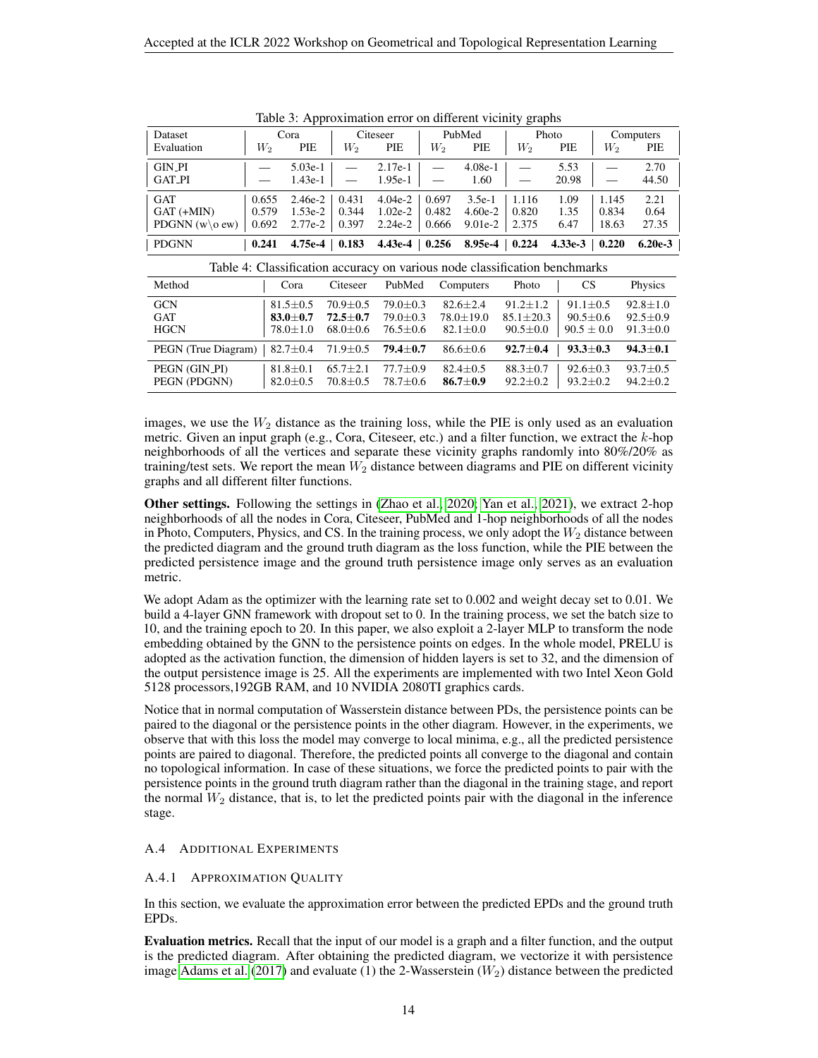Table 3: Approximation error on different vicinity graphs

| Dataset | Cora | | Citeseer | | PubMed | | Photo | | Computers | |
|---|---|---|---|---|---|---|---|---|---|---|
| Evaluation | $W_2$ | PIE | $W_2$ | PIE | $W_2$ | PIE | $W_2$ | PIE | $W_2$ | PIE |
| GIN_PI | — | 5.03e-1 | — | 2.17e-1 | — | 4.08e-1 | — | 5.53 | — | 2.70 |
| GAT_PI | — | 1.43e-1 | — | 1.95e-1 | — | 1.60 | — | 20.98 | — | 44.50 |
| GAT | 0.655 | 2.46e-2 | 0.431 | 4.04e-2 | 0.697 | 3.5e-1 | 1.116 | 1.09 | 1.145 | 2.21 |
| GAT (+MIN) | 0.579 | 1.53e-2 | 0.344 | 1.02e-2 | 0.482 | 4.60e-2 | 0.820 | 1.35 | 0.834 | 0.64 |
| PDGNN (w\o ew) | 0.692 | 2.77e-2 | 0.397 | 2.24e-2 | 0.666 | 9.01e-2 | 2.375 | 6.47 | 18.63 | 27.35 |
| PDGNN | **0.241** | **4.75e-4** | **0.183** | **4.43e-4** | **0.256** | **8.95e-4** | **0.224** | **4.33e-3** | **0.220** | **6.20e-3** |

Table 4: Classification accuracy on various node classification benchmarks

| Method | Cora | Citeseer | PubMed | Computers | Photo | CS | Physics |
|---|---|---|---|---|---|---|---|
| GCN | 81.5±0.5 | 70.9±0.5 | 79.0±0.3 | 82.6±2.4 | 91.2±1.2 | 91.1±0.5 | 92.8±1.0 |
| GAT | **83.0±0.7** | **72.5±0.7** | 79.0±0.3 | 78.0±19.0 | 85.1±20.3 | 90.5±0.6 | 92.5±0.9 |
| HGCN | 78.0±1.0 | 68.0±0.6 | 76.5±0.6 | 82.1±0.0 | 90.5±0.0 | 90.5 ± 0.0 | 91.3±0.0 |
| PEGN (True Diagram) | 82.7±0.4 | 71.9±0.5 | **79.4±0.7** | 86.6±0.6 | **92.7±0.4** | **93.3±0.3** | **94.3±0.1** |
| PEGN (GIN_PI) | 81.8±0.1 | 65.7±2.1 | 77.7±0.9 | 82.4±0.5 | 88.3±0.7 | 92.6±0.3 | 93.7±0.5 |
| PEGN (PDGNN) | 82.0±0.5 | 70.8±0.5 | 78.7±0.6 | **86.7±0.9** | 92.2±0.2 | 93.2±0.2 | 94.2±0.2 |

images, we use the $W_2$ distance as the training loss, while the PIE is only used as an evaluation metric. Given an input graph (e.g., Cora, Citeseer, etc.) and a filter function, we extract the $k$-hop neighborhoods of all the vertices and separate these vicinity graphs randomly into 80%/20% as training/test sets. We report the mean $W_2$ distance between diagrams and PIE on different vicinity graphs and all different filter functions.

**Other settings.** Following the settings in (Zhao et al., 2020; Yan et al., 2021), we extract 2-hop neighborhoods of all the nodes in Cora, Citeseer, PubMed and 1-hop neighborhoods of all the nodes in Photo, Computers, Physics, and CS. In the training process, we only adopt the $W_2$ distance between the predicted diagram and the ground truth diagram as the loss function, while the PIE between the predicted persistence image and the ground truth persistence image only serves as an evaluation metric.

We adopt Adam as the optimizer with the learning rate set to 0.002 and weight decay set to 0.01. We build a 4-layer GNN framework with dropout set to 0. In the training process, we set the batch size to 10, and the training epoch to 20. In this paper, we also exploit a 2-layer MLP to transform the node embedding obtained by the GNN to the persistence points on edges. In the whole model, PRELU is adopted as the activation function, the dimension of hidden layers is set to 32, and the dimension of the output persistence image is 25. All the experiments are implemented with two Intel Xeon Gold 5128 processors,192GB RAM, and 10 NVIDIA 2080TI graphics cards.

Notice that in normal computation of Wasserstein distance between PDs, the persistence points can be paired to the diagonal or the persistence points in the other diagram. However, in the experiments, we observe that with this loss the model may converge to local minima, e.g., all the predicted persistence points are paired to diagonal. Therefore, the predicted points all converge to the diagonal and contain no topological information. In case of these situations, we force the predicted points to pair with the persistence points in the ground truth diagram rather than the diagonal in the training stage, and report the normal $W_2$ distance, that is, to let the predicted points pair with the diagonal in the inference stage.

### A.4 Additional Experiments

#### A.4.1 Approximation Quality

In this section, we evaluate the approximation error between the predicted EPDs and the ground truth EPDs.

**Evaluation metrics.** Recall that the input of our model is a graph and a filter function, and the output is the predicted diagram. After obtaining the predicted diagram, we vectorize it with persistence image Adams et al. (2017) and evaluate (1) the 2-Wasserstein ($W_2$) distance between the predicted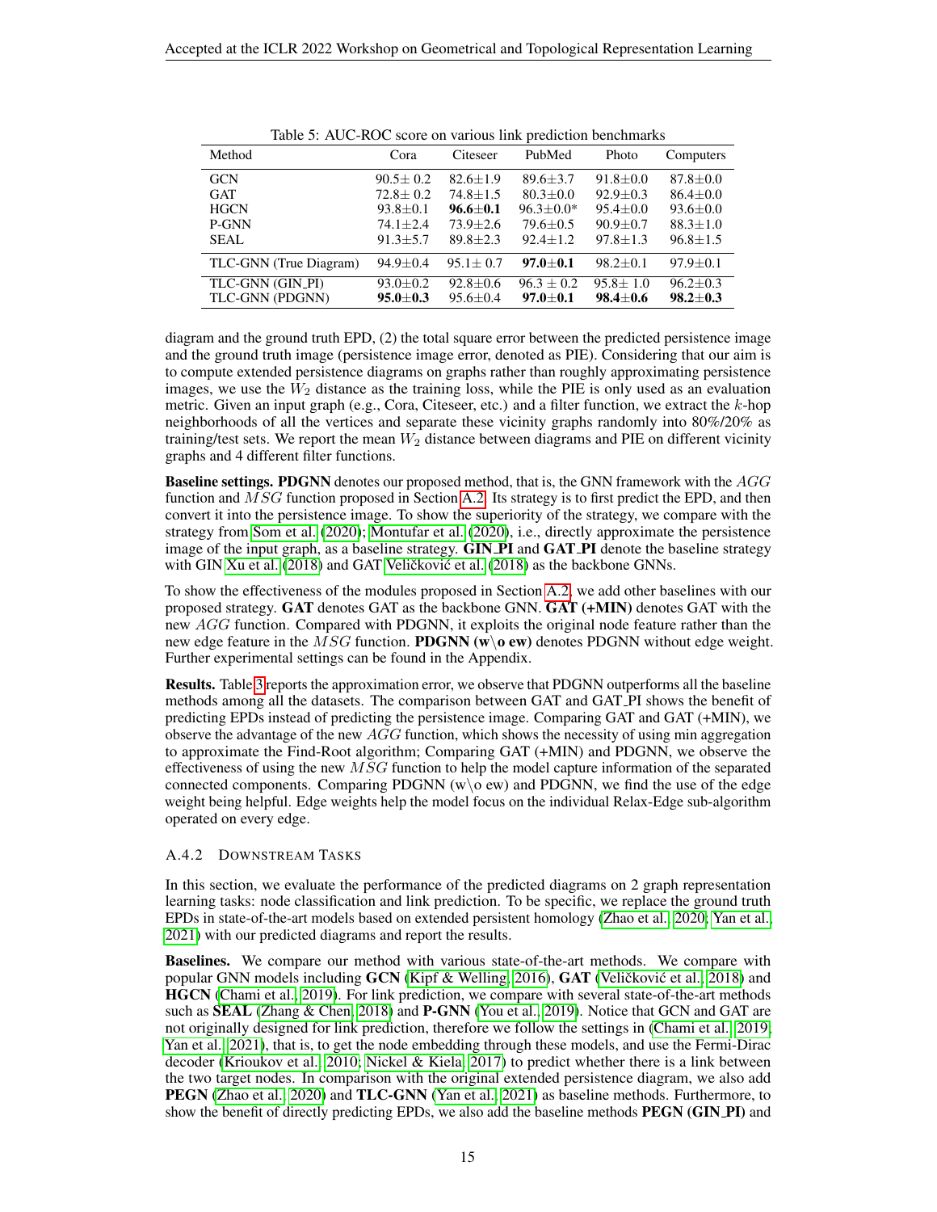Table 5: AUC-ROC score on various link prediction benchmarks

| Method | Cora | Citeseer | PubMed | Photo | Computers |
|---|---|---|---|---|---|
| GCN | 90.5± 0.2 | 82.6±1.9 | 89.6±3.7 | 91.8±0.0 | 87.8±0.0 |
| GAT | 72.8± 0.2 | 74.8±1.5 | 80.3±0.0 | 92.9±0.3 | 86.4±0.0 |
| HGCN | 93.8±0.1 | **96.6±0.1** | 96.3±0.0* | 95.4±0.0 | 93.6±0.0 |
| P-GNN | 74.1±2.4 | 73.9±2.6 | 79.6±0.5 | 90.9±0.7 | 88.3±1.0 |
| SEAL | 91.3±5.7 | 89.8±2.3 | 92.4±1.2 | 97.8±1.3 | 96.8±1.5 |
| TLC-GNN (True Diagram) | 94.9±0.4 | 95.1± 0.7 | **97.0±0.1** | 98.2±0.1 | 97.9±0.1 |
| TLC-GNN (GIN_PI) | 93.0±0.2 | 92.8±0.6 | 96.3 ± 0.2 | 95.8± 1.0 | 96.2±0.3 |
| TLC-GNN (PDGNN) | **95.0±0.3** | 95.6±0.4 | **97.0±0.1** | **98.4±0.6** | **98.2±0.3** |

diagram and the ground truth EPD, (2) the total square error between the predicted persistence image and the ground truth image (persistence image error, denoted as PIE). Considering that our aim is to compute extended persistence diagrams on graphs rather than roughly approximating persistence images, we use the $W_2$ distance as the training loss, while the PIE is only used as an evaluation metric. Given an input graph (e.g., Cora, Citeseer, etc.) and a filter function, we extract the $k$-hop neighborhoods of all the vertices and separate these vicinity graphs randomly into 80%/20% as training/test sets. We report the mean $W_2$ distance between diagrams and PIE on different vicinity graphs and 4 different filter functions.

**Baseline settings.** **PDGNN** denotes our proposed method, that is, the GNN framework with the $AGG$ function and $MSG$ function proposed in Section A.2. Its strategy is to first predict the EPD, and then convert it into the persistence image. To show the superiority of the strategy, we compare with the strategy from Som et al. (2020); Montufar et al. (2020), i.e., directly approximate the persistence image of the input graph, as a baseline strategy. **GIN_PI** and **GAT_PI** denote the baseline strategy with GIN Xu et al. (2018) and GAT Veličković et al. (2018) as the backbone GNNs.

To show the effectiveness of the modules proposed in Section A.2, we add other baselines with our proposed strategy. **GAT** denotes GAT as the backbone GNN. **GAT (+MIN)** denotes GAT with the new $AGG$ function. Compared with PDGNN, it exploits the original node feature rather than the new edge feature in the $MSG$ function. **PDGNN (w\o ew)** denotes PDGNN without edge weight. Further experimental settings can be found in the Appendix.

**Results.** Table 3 reports the approximation error, we observe that PDGNN outperforms all the baseline methods among all the datasets. The comparison between GAT and GAT_PI shows the benefit of predicting EPDs instead of predicting the persistence image. Comparing GAT and GAT (+MIN), we observe the advantage of the new $AGG$ function, which shows the necessity of using min aggregation to approximate the Find-Root algorithm; Comparing GAT (+MIN) and PDGNN, we observe the effectiveness of using the new $MSG$ function to help the model capture information of the separated connected components. Comparing PDGNN (w\o ew) and PDGNN, we find the use of the edge weight being helpful. Edge weights help the model focus on the individual Relax-Edge sub-algorithm operated on every edge.

### A.4.2 Downstream Tasks

In this section, we evaluate the performance of the predicted diagrams on 2 graph representation learning tasks: node classification and link prediction. To be specific, we replace the ground truth EPDs in state-of-the-art models based on extended persistent homology (Zhao et al., 2020; Yan et al., 2021) with our predicted diagrams and report the results.

**Baselines.** We compare our method with various state-of-the-art methods. We compare with popular GNN models including **GCN** (Kipf & Welling, 2016), **GAT** (Veličković et al., 2018) and **HGCN** (Chami et al., 2019). For link prediction, we compare with several state-of-the-art methods such as **SEAL** (Zhang & Chen, 2018) and **P-GNN** (You et al., 2019). Notice that GCN and GAT are not originally designed for link prediction, therefore we follow the settings in (Chami et al., 2019; Yan et al., 2021), that is, to get the node embedding through these models, and use the Fermi-Dirac decoder (Krioukov et al., 2010; Nickel & Kiela, 2017) to predict whether there is a link between the two target nodes. In comparison with the original extended persistence diagram, we also add **PEGN** (Zhao et al., 2020) and **TLC-GNN** (Yan et al., 2021) as baseline methods. Furthermore, to show the benefit of directly predicting EPDs, we also add the baseline methods **PEGN (GIN_PI)** and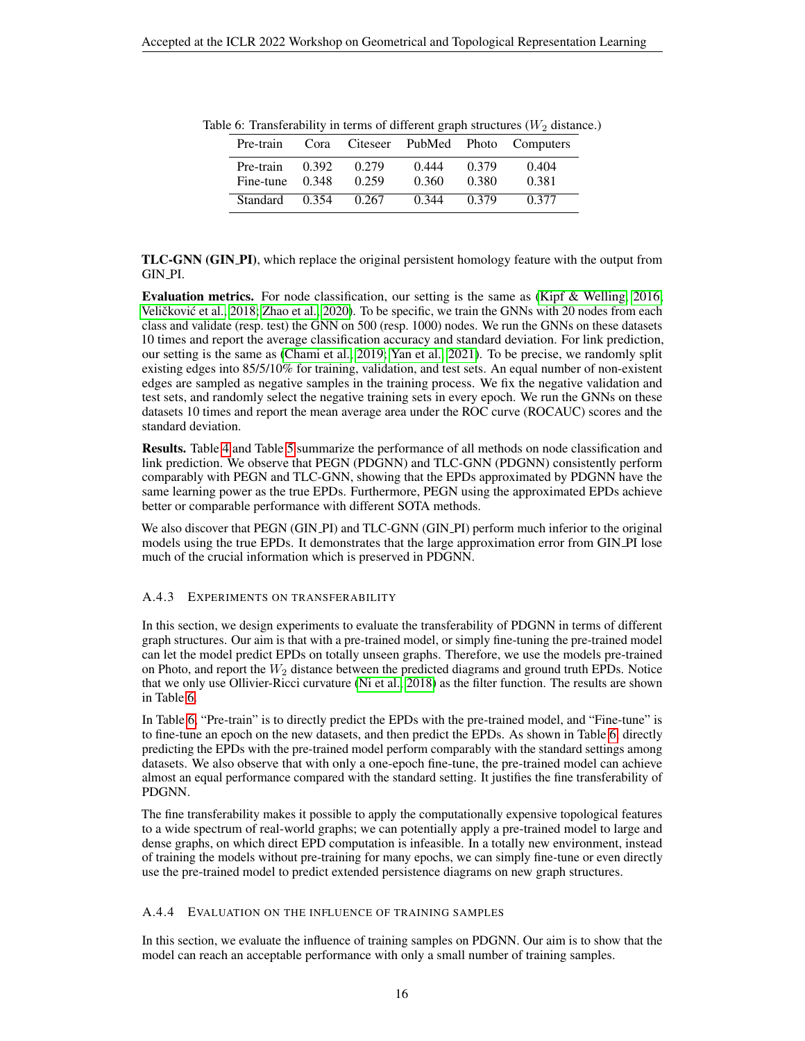Table 6: Transferability in terms of different graph structures ($W_2$ distance.)

| Pre-train | Cora | Citeseer | PubMed | Photo | Computers |
|---|---|---|---|---|---|
| Pre-train | 0.392 | 0.279 | 0.444 | 0.379 | 0.404 |
| Fine-tune | 0.348 | 0.259 | 0.360 | 0.380 | 0.381 |
| Standard | 0.354 | 0.267 | 0.344 | 0.379 | 0.377 |

**TLC-GNN (GIN_PI)**, which replace the original persistent homology feature with the output from GIN_PI.

**Evaluation metrics.** For node classification, our setting is the same as (Kipf & Welling, 2016; Veličković et al., 2018; Zhao et al., 2020). To be specific, we train the GNNs with 20 nodes from each class and validate (resp. test) the GNN on 500 (resp. 1000) nodes. We run the GNNs on these datasets 10 times and report the average classification accuracy and standard deviation. For link prediction, our setting is the same as (Chami et al., 2019; Yan et al., 2021). To be precise, we randomly split existing edges into 85/5/10% for training, validation, and test sets. An equal number of non-existent edges are sampled as negative samples in the training process. We fix the negative validation and test sets, and randomly select the negative training sets in every epoch. We run the GNNs on these datasets 10 times and report the mean average area under the ROC curve (ROCAUC) scores and the standard deviation.

**Results.** Table 4 and Table 5 summarize the performance of all methods on node classification and link prediction. We observe that PEGN (PDGNN) and TLC-GNN (PDGNN) consistently perform comparably with PEGN and TLC-GNN, showing that the EPDs approximated by PDGNN have the same learning power as the true EPDs. Furthermore, PEGN using the approximated EPDs achieve better or comparable performance with different SOTA methods.

We also discover that PEGN (GIN_PI) and TLC-GNN (GIN_PI) perform much inferior to the original models using the true EPDs. It demonstrates that the large approximation error from GIN_PI lose much of the crucial information which is preserved in PDGNN.

### A.4.3 Experiments on transferability

In this section, we design experiments to evaluate the transferability of PDGNN in terms of different graph structures. Our aim is that with a pre-trained model, or simply fine-tuning the pre-trained model can let the model predict EPDs on totally unseen graphs. Therefore, we use the models pre-trained on Photo, and report the $W_2$ distance between the predicted diagrams and ground truth EPDs. Notice that we only use Ollivier-Ricci curvature (Ni et al., 2018) as the filter function. The results are shown in Table 6.

In Table 6, "Pre-train" is to directly predict the EPDs with the pre-trained model, and "Fine-tune" is to fine-tune an epoch on the new datasets, and then predict the EPDs. As shown in Table 6, directly predicting the EPDs with the pre-trained model perform comparably with the standard settings among datasets. We also observe that with only a one-epoch fine-tune, the pre-trained model can achieve almost an equal performance compared with the standard setting. It justifies the fine transferability of PDGNN.

The fine transferability makes it possible to apply the computationally expensive topological features to a wide spectrum of real-world graphs; we can potentially apply a pre-trained model to large and dense graphs, on which direct EPD computation is infeasible. In a totally new environment, instead of training the models without pre-training for many epochs, we can simply fine-tune or even directly use the pre-trained model to predict extended persistence diagrams on new graph structures.

### A.4.4 Evaluation on the influence of training samples

In this section, we evaluate the influence of training samples on PDGNN. Our aim is to show that the model can reach an acceptable performance with only a small number of training samples.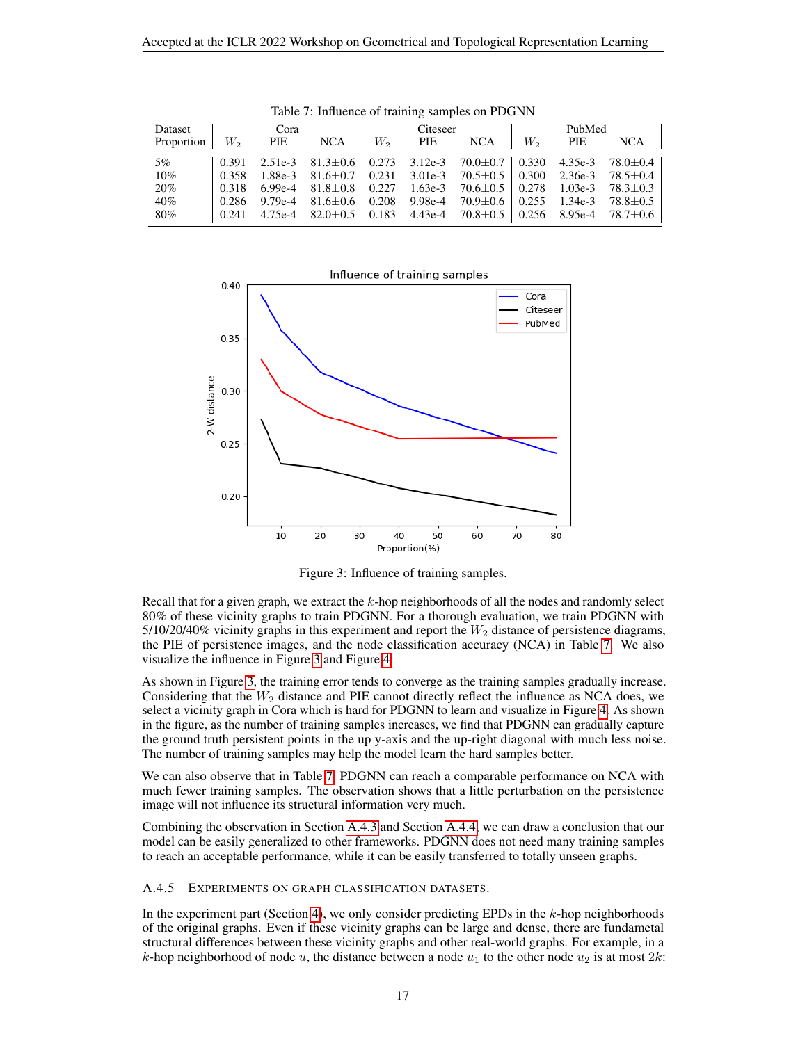Table 7: Influence of training samples on PDGNN

| Dataset Proportion | Cora $W_2$ | Cora PIE | Cora NCA | Citeseer $W_2$ | Citeseer PIE | Citeseer NCA | PubMed $W_2$ | PubMed PIE | PubMed NCA |
|---|---|---|---|---|---|---|---|---|---|
| 5% | 0.391 | 2.51e-3 | 81.3±0.6 | 0.273 | 3.12e-3 | 70.0±0.7 | 0.330 | 4.35e-3 | 78.0±0.4 |
| 10% | 0.358 | 1.88e-3 | 81.6±0.7 | 0.231 | 3.01e-3 | 70.5±0.5 | 0.300 | 2.36e-3 | 78.5±0.4 |
| 20% | 0.318 | 6.99e-4 | 81.8±0.8 | 0.227 | 1.63e-3 | 70.6±0.5 | 0.278 | 1.03e-3 | 78.3±0.3 |
| 40% | 0.286 | 9.79e-4 | 81.6±0.6 | 0.208 | 9.98e-4 | 70.9±0.6 | 0.255 | 1.34e-3 | 78.8±0.5 |
| 80% | 0.241 | 4.75e-4 | 82.0±0.5 | 0.183 | 4.43e-4 | 70.8±0.5 | 0.256 | 8.95e-4 | 78.7±0.6 |

Figure 3: Influence of training samples.

Recall that for a given graph, we extract the $k$-hop neighborhoods of all the nodes and randomly select 80% of these vicinity graphs to train PDGNN. For a thorough evaluation, we train PDGNN with 5/10/20/40% vicinity graphs in this experiment and report the $W_2$ distance of persistence diagrams, the PIE of persistence images, and the node classification accuracy (NCA) in Table 7. We also visualize the influence in Figure 3 and Figure 4.

As shown in Figure 3, the training error tends to converge as the training samples gradually increase. Considering that the $W_2$ distance and PIE cannot directly reflect the influence as NCA does, we select a vicinity graph in Cora which is hard for PDGNN to learn and visualize in Figure 4. As shown in the figure, as the number of training samples increases, we find that PDGNN can gradually capture the ground truth persistent points in the up y-axis and the up-right diagonal with much less noise. The number of training samples may help the model learn the hard samples better.

We can also observe that in Table 7, PDGNN can reach a comparable performance on NCA with much fewer training samples. The observation shows that a little perturbation on the persistence image will not influence its structural information very much.

Combining the observation in Section A.4.3 and Section A.4.4, we can draw a conclusion that our model can be easily generalized to other frameworks. PDGNN does not need many training samples to reach an acceptable performance, while it can be easily transferred to totally unseen graphs.

### A.4.5 Experiments on graph classification datasets.

In the experiment part (Section 4), we only consider predicting EPDs in the $k$-hop neighborhoods of the original graphs. Even if these vicinity graphs can be large and dense, there are fundametal structural differences between these vicinity graphs and other real-world graphs. For example, in a $k$-hop neighborhood of node $u$, the distance between a node $u_1$ to the other node $u_2$ is at most $2k$: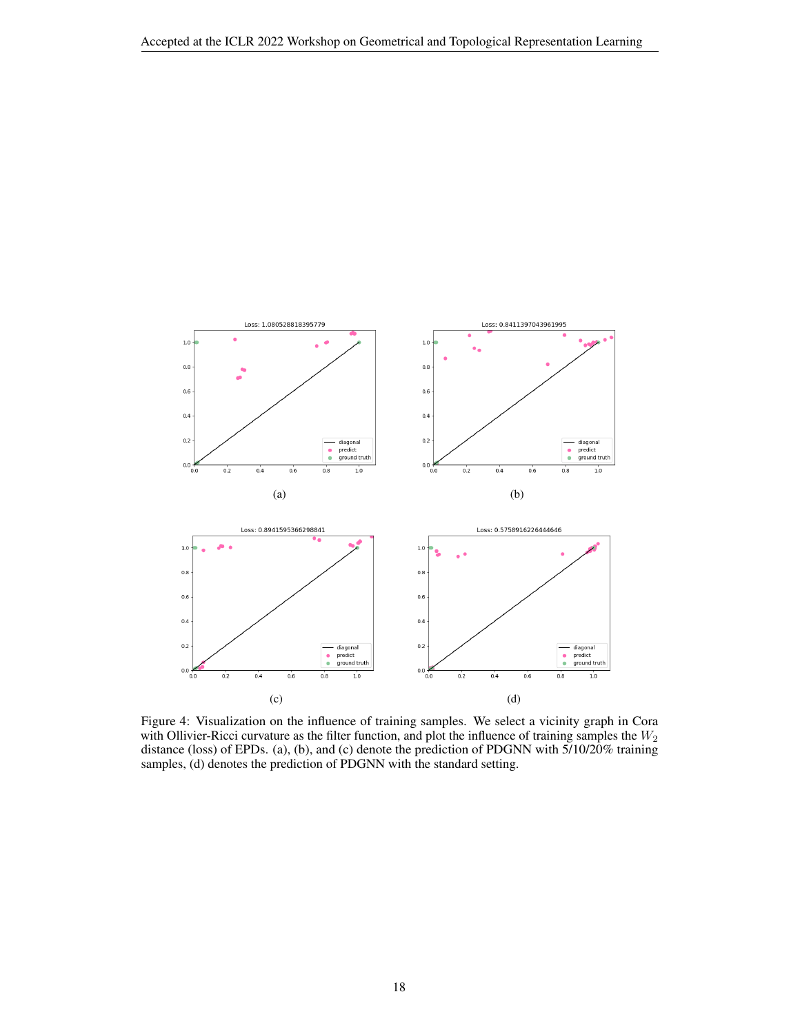Figure 4: Visualization on the influence of training samples. We select a vicinity graph in Cora with Ollivier-Ricci curvature as the filter function, and plot the influence of training samples the $W_2$ distance (loss) of EPDs. (a), (b), and (c) denote the prediction of PDGNN with 5/10/20% training samples, (d) denotes the prediction of PDGNN with the standard setting.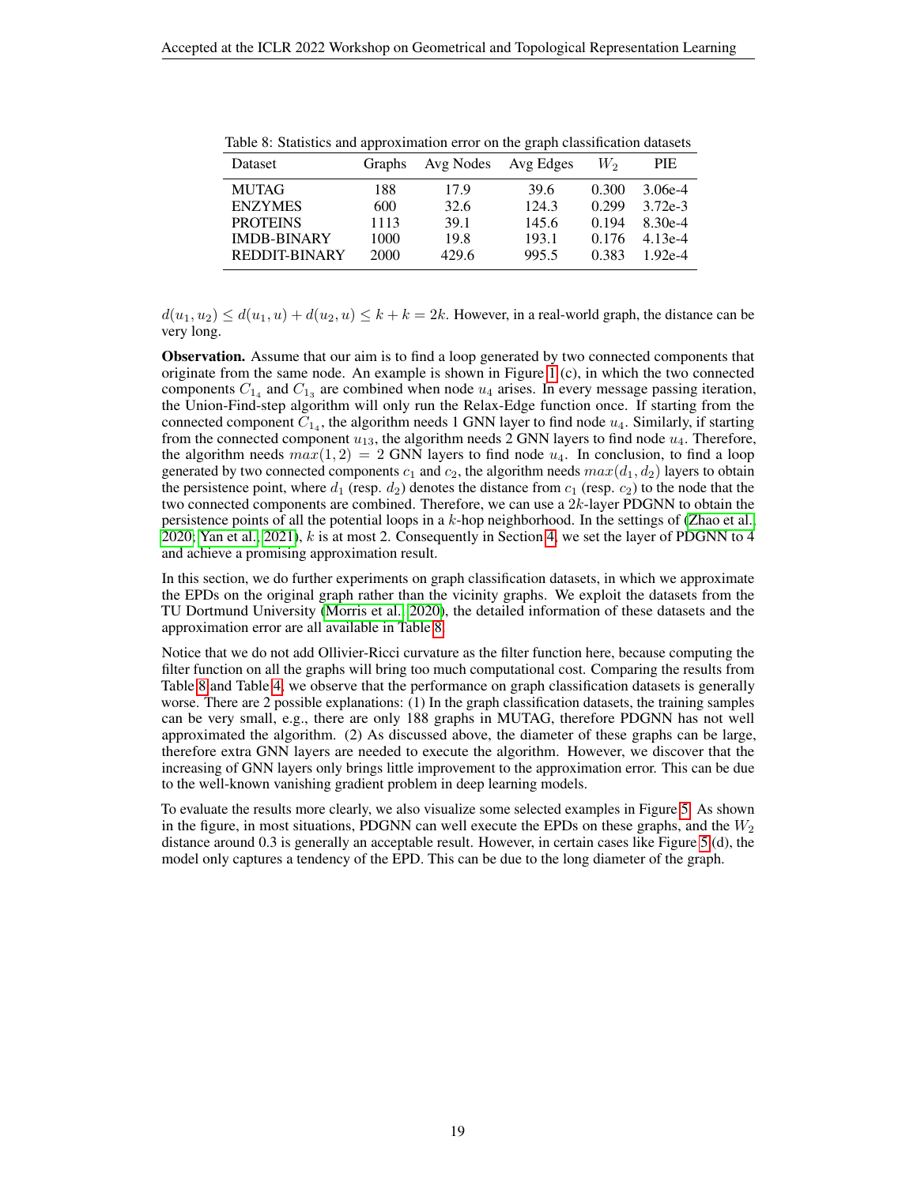Table 8: Statistics and approximation error on the graph classification datasets

| Dataset | Graphs | Avg Nodes | Avg Edges | $W_2$ | PIE |
|---|---|---|---|---|---|
| MUTAG | 188 | 17.9 | 39.6 | 0.300 | 3.06e-4 |
| ENZYMES | 600 | 32.6 | 124.3 | 0.299 | 3.72e-3 |
| PROTEINS | 1113 | 39.1 | 145.6 | 0.194 | 8.30e-4 |
| IMDB-BINARY | 1000 | 19.8 | 193.1 | 0.176 | 4.13e-4 |
| REDDIT-BINARY | 2000 | 429.6 | 995.5 | 0.383 | 1.92e-4 |

$d(u_1, u_2) \leq d(u_1, u) + d(u_2, u) \leq k + k = 2k$. However, in a real-world graph, the distance can be very long.

**Observation.** Assume that our aim is to find a loop generated by two connected components that originate from the same node. An example is shown in Figure 1 (c), in which the two connected components $C_{1_4}$ and $C_{1_3}$ are combined when node $u_4$ arises. In every message passing iteration, the Union-Find-step algorithm will only run the Relax-Edge function once. If starting from the connected component $C_{1_4}$, the algorithm needs 1 GNN layer to find node $u_4$. Similarly, if starting from the connected component $u_{13}$, the algorithm needs 2 GNN layers to find node $u_4$. Therefore, the algorithm needs $max(1, 2) = 2$ GNN layers to find node $u_4$. In conclusion, to find a loop generated by two connected components $c_1$ and $c_2$, the algorithm needs $max(d_1, d_2)$ layers to obtain the persistence point, where $d_1$ (resp. $d_2$) denotes the distance from $c_1$ (resp. $c_2$) to the node that the two connected components are combined. Therefore, we can use a $2k$-layer PDGNN to obtain the persistence points of all the potential loops in a $k$-hop neighborhood. In the settings of (Zhao et al., 2020; Yan et al., 2021), $k$ is at most 2. Consequently in Section 4, we set the layer of PDGNN to 4 and achieve a promising approximation result.

In this section, we do further experiments on graph classification datasets, in which we approximate the EPDs on the original graph rather than the vicinity graphs. We exploit the datasets from the TU Dortmund University (Morris et al., 2020), the detailed information of these datasets and the approximation error are all available in Table 8.

Notice that we do not add Ollivier-Ricci curvature as the filter function here, because computing the filter function on all the graphs will bring too much computational cost. Comparing the results from Table 8 and Table 4, we observe that the performance on graph classification datasets is generally worse. There are 2 possible explanations: (1) In the graph classification datasets, the training samples can be very small, e.g., there are only 188 graphs in MUTAG, therefore PDGNN has not well approximated the algorithm. (2) As discussed above, the diameter of these graphs can be large, therefore extra GNN layers are needed to execute the algorithm. However, we discover that the increasing of GNN layers only brings little improvement to the approximation error. This can be due to the well-known vanishing gradient problem in deep learning models.

To evaluate the results more clearly, we also visualize some selected examples in Figure 5. As shown in the figure, in most situations, PDGNN can well execute the EPDs on these graphs, and the $W_2$ distance around 0.3 is generally an acceptable result. However, in certain cases like Figure 5 (d), the model only captures a tendency of the EPD. This can be due to the long diameter of the graph.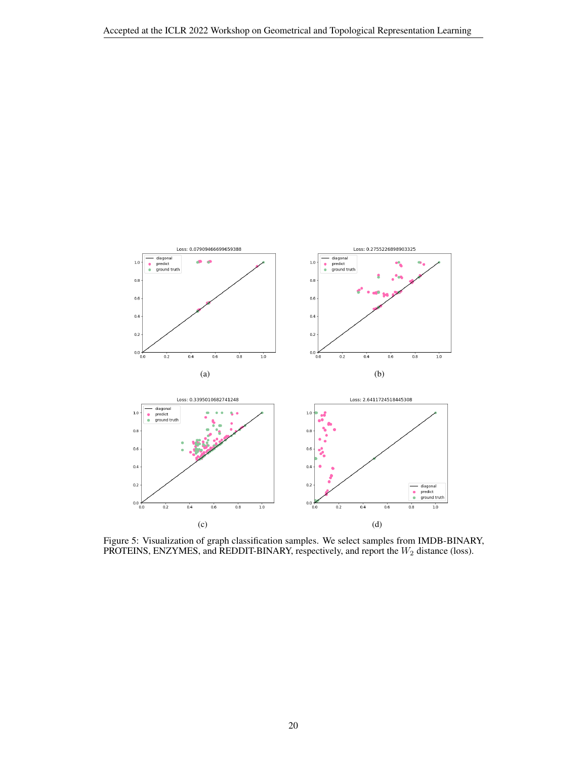Loss: 0.07909466699659388

diagonal
predict
ground truth

(a)

Loss: 0.2755226898903325

diagonal
predict
ground truth

(b)

Loss: 0.3395010682741248

diagonal
predict
ground truth

(c)

Loss: 2.6411724518445308

diagonal
predict
ground truth

(d)

Figure 5: Visualization of graph classification samples. We select samples from IMDB-BINARY, PROTEINS, ENZYMES, and REDDIT-BINARY, respectively, and report the $W_2$ distance (loss).